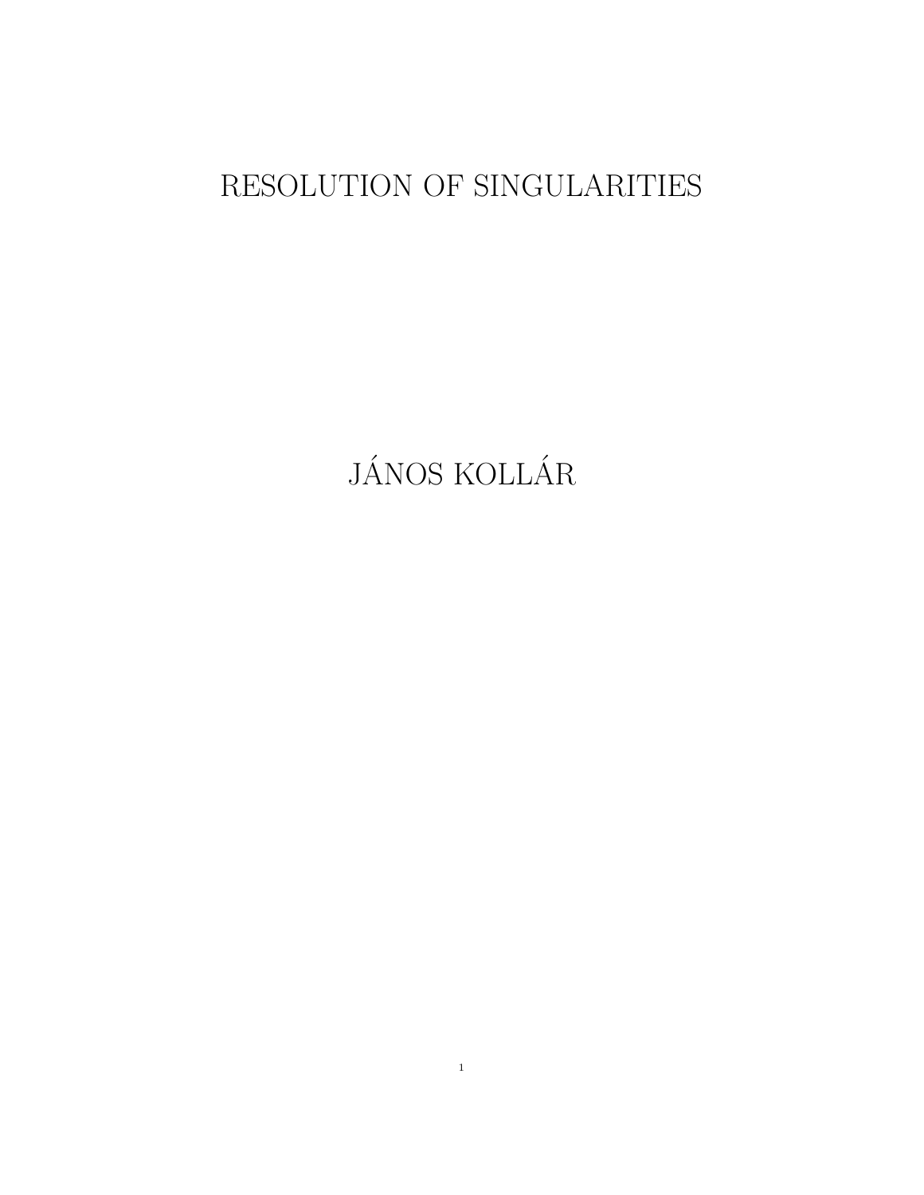# RESOLUTION OF SINGULARITIES

JÁNOS KOLLÁR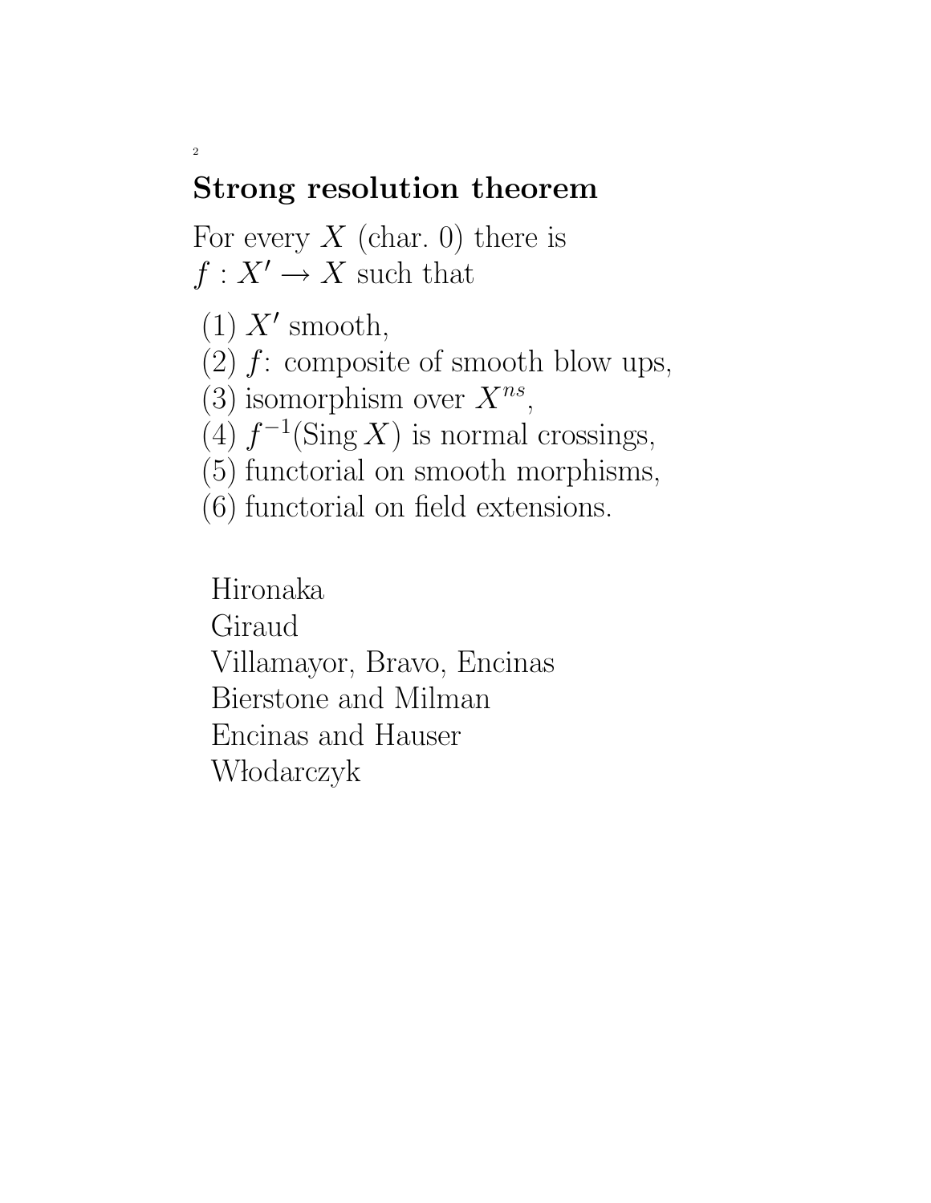## Strong resolution theorem

For every $X$ (char. 0) there is $f : X' \to X$ such that

(1) $X'$ smooth,
(2) $f$: composite of smooth blow ups,
(3) isomorphism over $X^{ns}$,
(4) $f^{-1}(\operatorname{Sing} X)$ is normal crossings,
(5) functorial on smooth morphisms,
(6) functorial on field extensions.

Hironaka
Giraud
Villamayor, Bravo, Encinas
Bierstone and Milman
Encinas and Hauser
Włodarczyk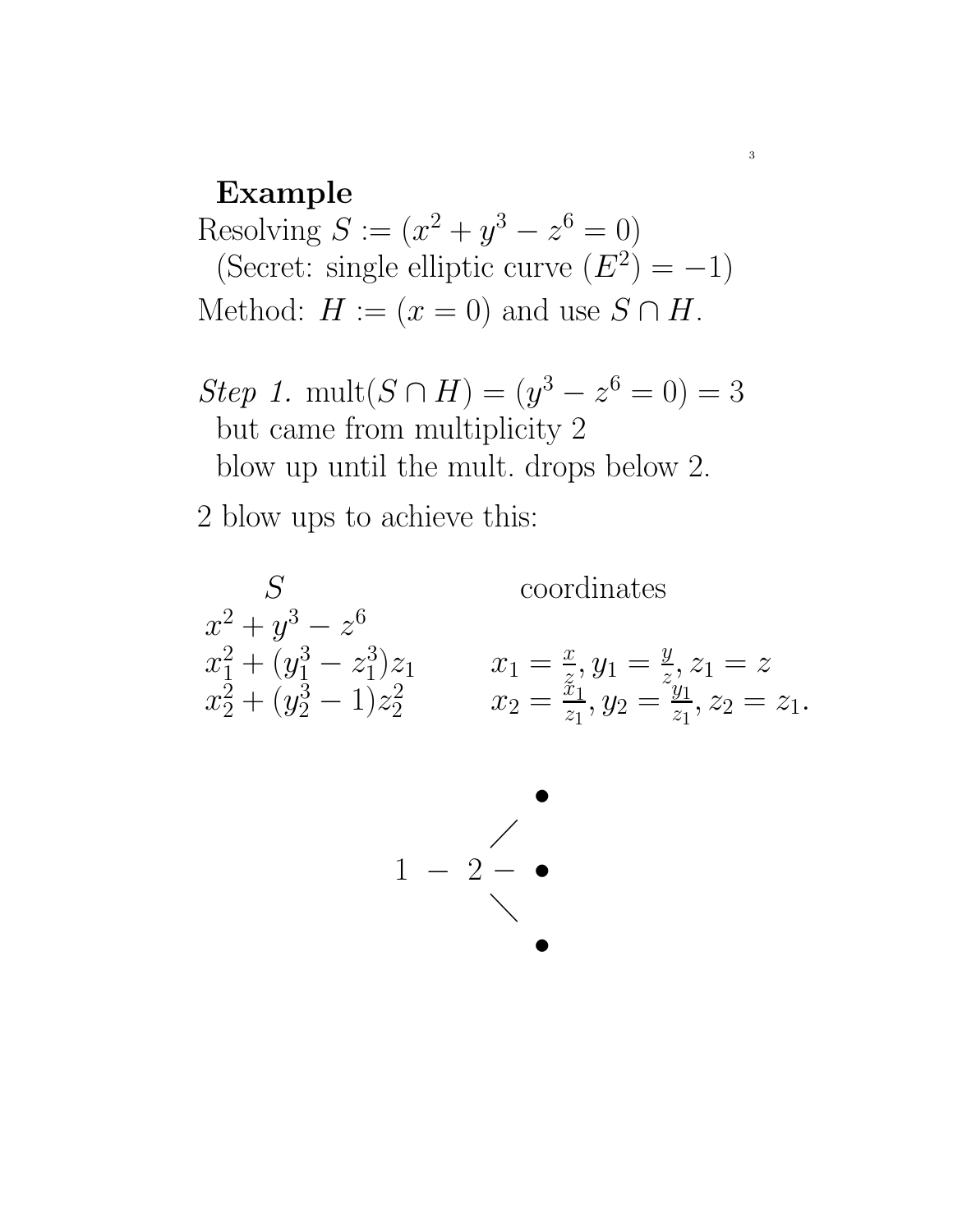## Example

Resolving $S := (x^2 + y^3 - z^6 = 0)$

(Secret: single elliptic curve $(E^2) = -1$)

Method: $H := (x = 0)$ and use $S \cap H$.

*Step 1.* $\mathrm{mult}(S \cap H) = (y^3 - z^6 = 0) = 3$

but came from multiplicity 2

blow up until the mult. drops below 2.

2 blow ups to achieve this:

| $S$ | coordinates |
|---|---|
| $x^2 + y^3 - z^6$ | |
| $x_1^2 + (y_1^3 - z_1^3)z_1$ | $x_1 = \frac{x}{z}, y_1 = \frac{y}{z}, z_1 = z$ |
| $x_2^2 + (y_2^3 - 1)z_2^2$ | $x_2 = \frac{x_1}{z_1}, y_2 = \frac{y_1}{z_1}, z_2 = z_1.$ |

$$
\begin{array}{ccccc}
 & & & & \bullet \\
 & & & / & \\
1 & - & 2 & - & \bullet \\
 & & & \backslash & \\
 & & & & \bullet
\end{array}
$$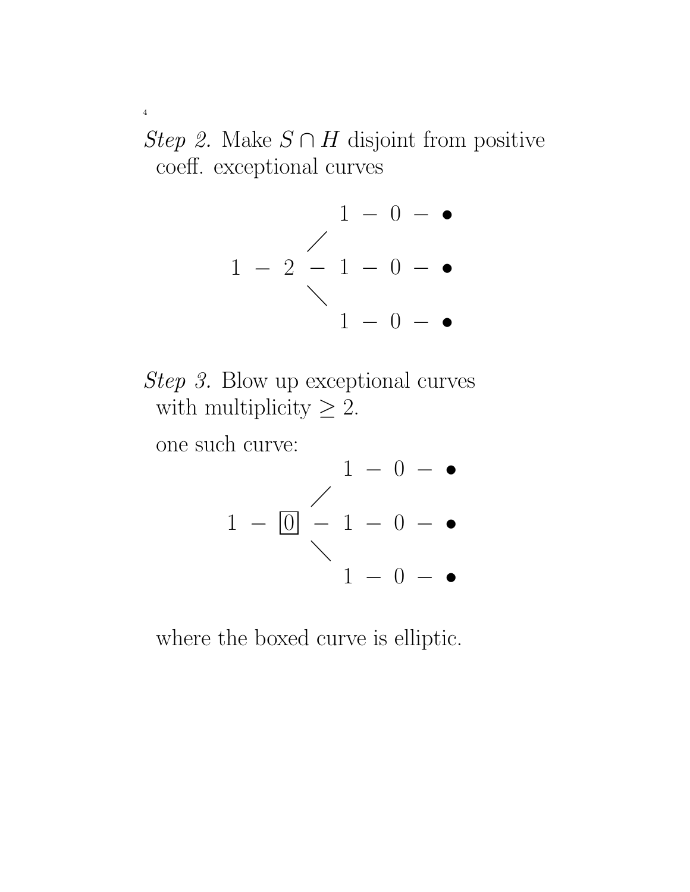*Step 2.* Make $S \cap H$ disjoint from positive coeff. exceptional curves

$$
\begin{array}{ccccccccc}
 & & & & 1 & - & 0 & - & \bullet \\
 & & & \diagup & & & & & \\
1 & - & 2 & - & 1 & - & 0 & - & \bullet \\
 & & & \diagdown & & & & & \\
 & & & & 1 & - & 0 & - & \bullet
\end{array}
$$

*Step 3.* Blow up exceptional curves with multiplicity $\geq 2$.

one such curve:

$$
\begin{array}{ccccccccc}
 & & & & 1 & - & 0 & - & \bullet \\
 & & & \diagup & & & & & \\
1 & - & \boxed{0} & - & 1 & - & 0 & - & \bullet \\
 & & & \diagdown & & & & & \\
 & & & & 1 & - & 0 & - & \bullet
\end{array}
$$

where the boxed curve is elliptic.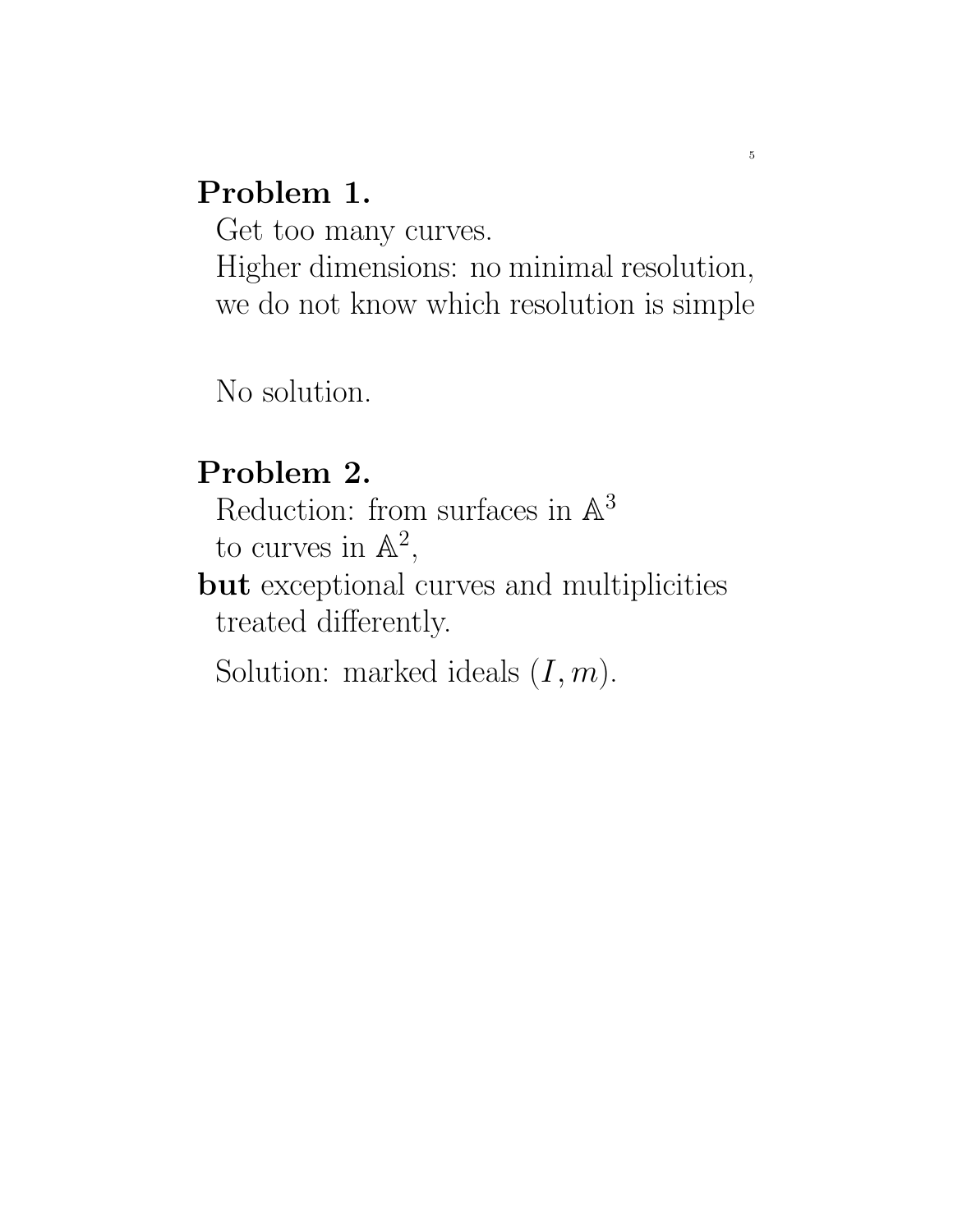**Problem 1.**

Get too many curves.
Higher dimensions: no minimal resolution, we do not know which resolution is simple

No solution.

**Problem 2.**

Reduction: from surfaces in $\mathbb{A}^3$ to curves in $\mathbb{A}^2$,

**but** exceptional curves and multiplicities treated differently.

Solution: marked ideals $(I, m)$.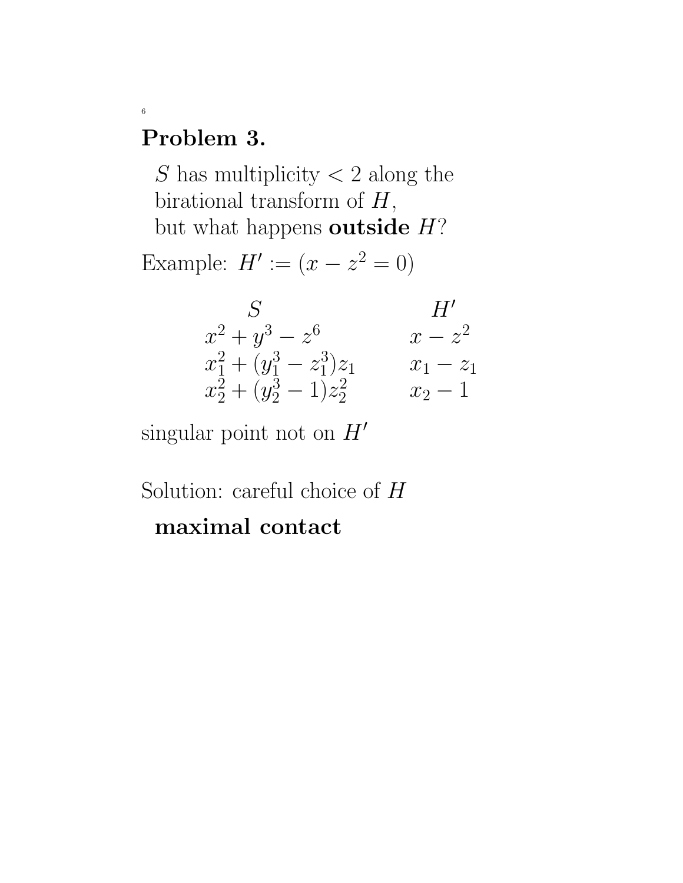## Problem 3.

$S$ has multiplicity $< 2$ along the birational transform of $H$, but what happens **outside** $H$?

Example: $H' := (x - z^2 = 0)$

| $S$ | $H'$ |
|---|---|
| $x^2 + y^3 - z^6$ | $x - z^2$ |
| $x_1^2 + (y_1^3 - z_1^3)z_1$ | $x_1 - z_1$ |
| $x_2^2 + (y_2^3 - 1)z_2^2$ | $x_2 - 1$ |

singular point not on $H'$

Solution: careful choice of $H$

**maximal contact**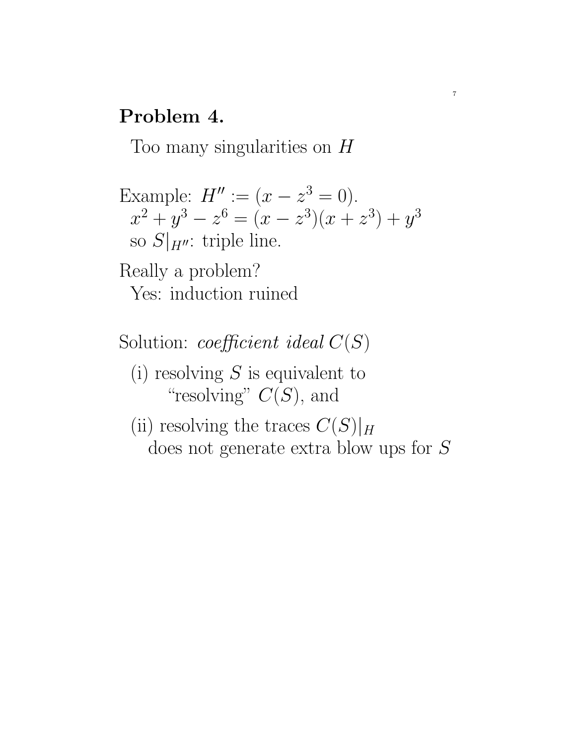## Problem 4.

Too many singularities on $H$

Example: $H'' := (x - z^3 = 0)$.
$x^2 + y^3 - z^6 = (x - z^3)(x + z^3) + y^3$
so $S|_{H''}$: triple line.

Really a problem?
Yes: induction ruined

Solution: *coefficient ideal* $C(S)$

(i) resolving $S$ is equivalent to "resolving" $C(S)$, and

(ii) resolving the traces $C(S)|_H$ does not generate extra blow ups for $S$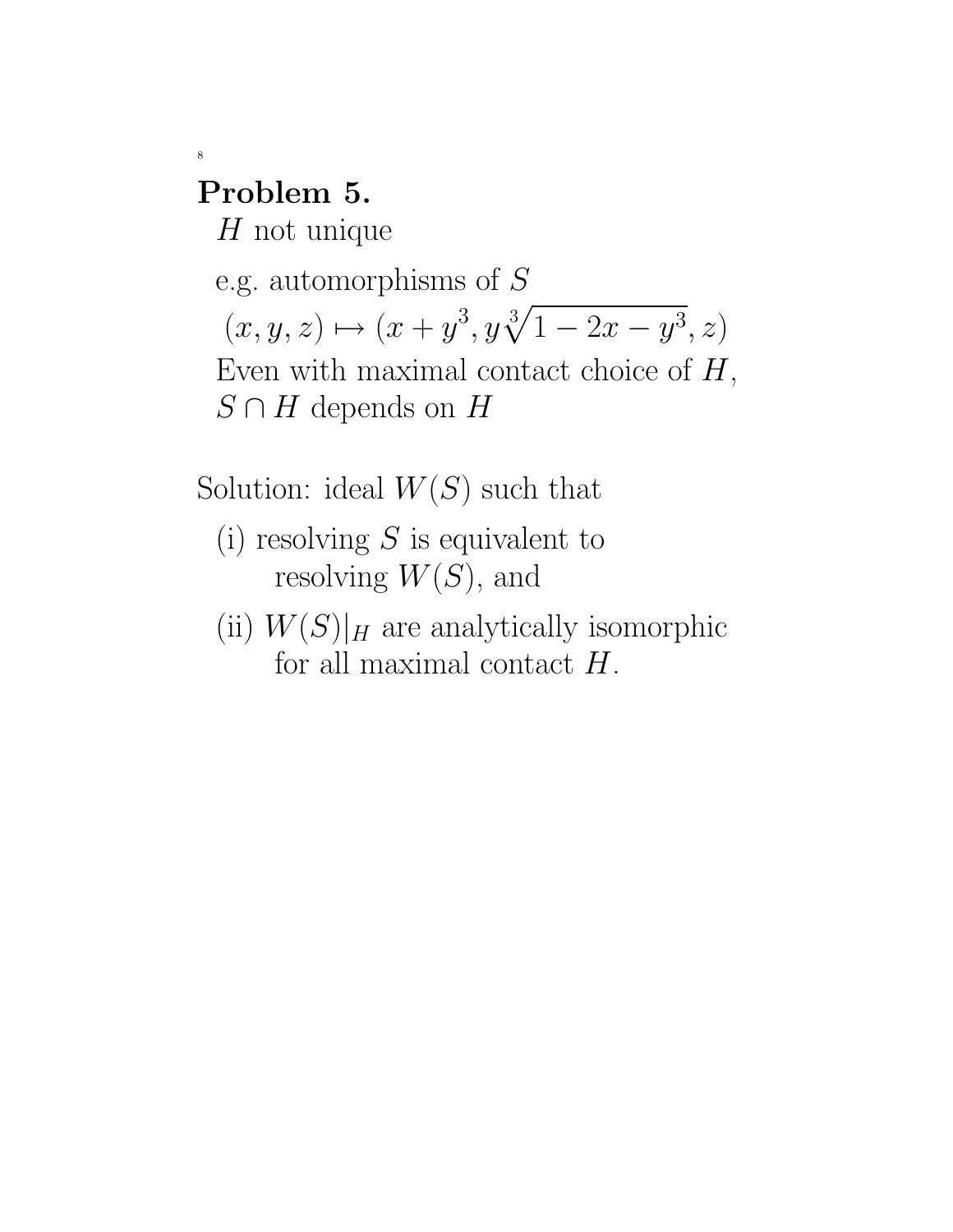**Problem 5.**

$H$ not unique

e.g. automorphisms of $S$

$(x, y, z) \mapsto (x + y^3, y\sqrt[3]{1 - 2x - y^3}, z)$

Even with maximal contact choice of $H$, $S \cap H$ depends on $H$

Solution: ideal $W(S)$ such that

(i) resolving $S$ is equivalent to resolving $W(S)$, and

(ii) $W(S)|_H$ are analytically isomorphic for all maximal contact $H$.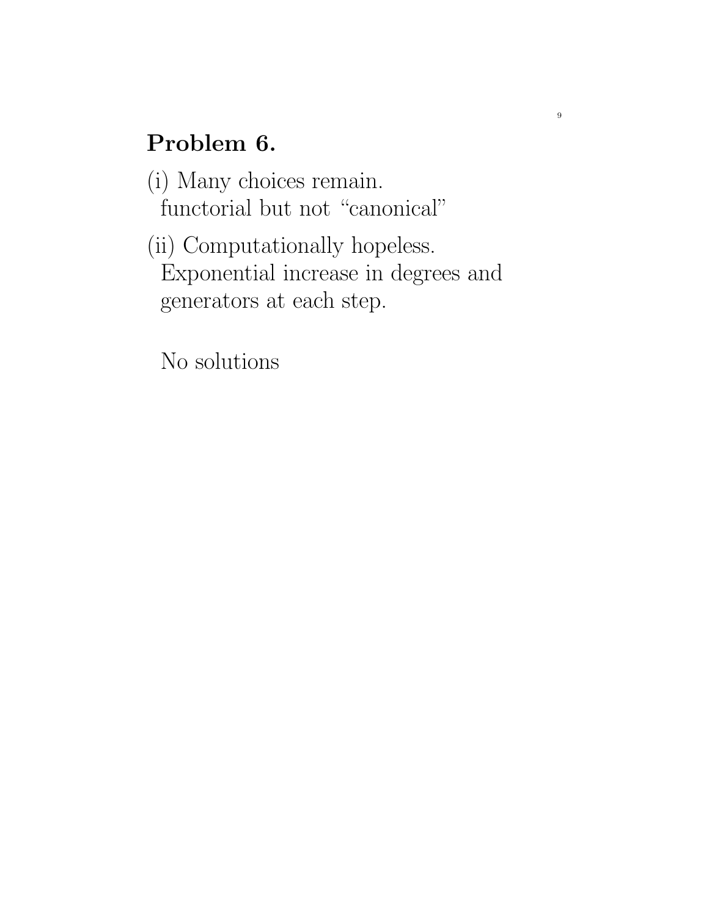## Problem 6.

(i) Many choices remain.
functorial but not "canonical"

(ii) Computationally hopeless.
Exponential increase in degrees and generators at each step.

No solutions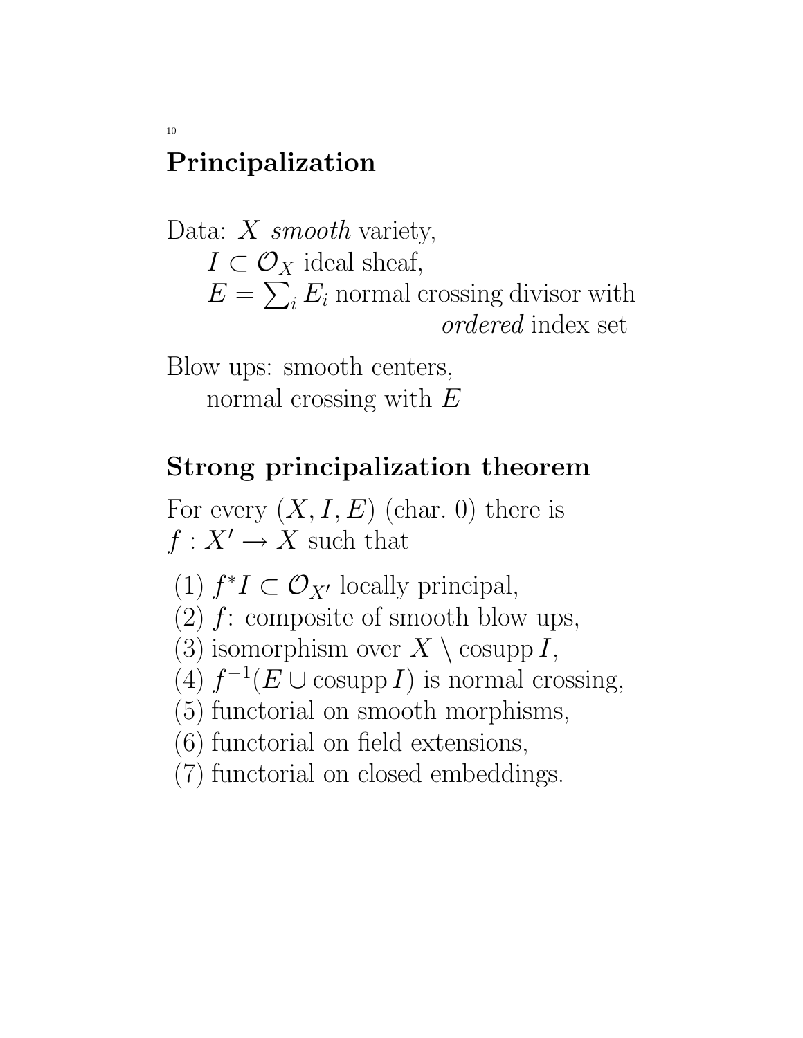## Principalization

Data: $X$ *smooth* variety,
$I \subset \mathcal{O}_X$ ideal sheaf,
$E = \sum_i E_i$ normal crossing divisor with *ordered* index set

Blow ups: smooth centers,
normal crossing with $E$

## Strong principalization theorem

For every $(X, I, E)$ (char. 0) there is $f : X' \to X$ such that

(1) $f^* I \subset \mathcal{O}_{X'}$ locally principal,
(2) $f$: composite of smooth blow ups,
(3) isomorphism over $X \setminus \operatorname{cosupp} I$,
(4) $f^{-1}(E \cup \operatorname{cosupp} I)$ is normal crossing,
(5) functorial on smooth morphisms,
(6) functorial on field extensions,
(7) functorial on closed embeddings.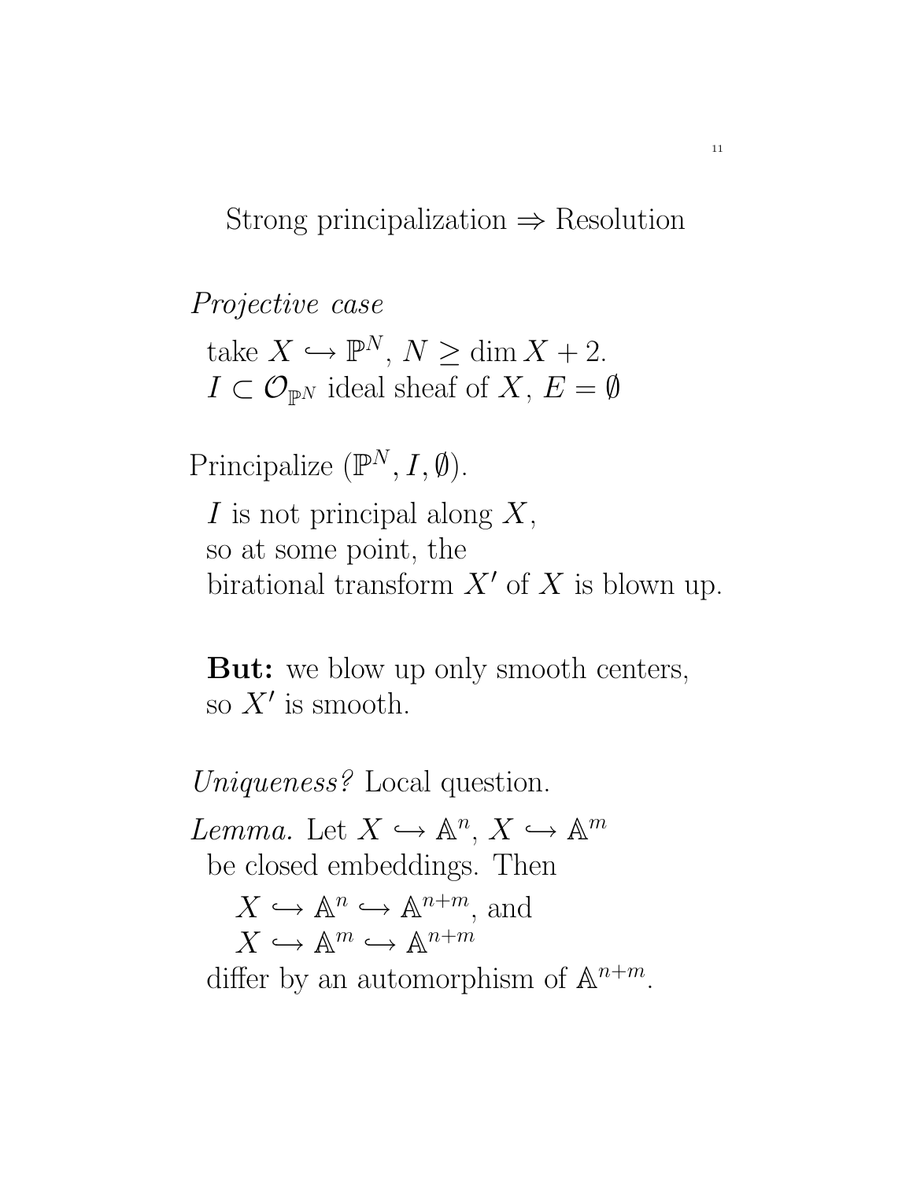# Strong principalization $\Rightarrow$ Resolution

*Projective case*

take $X \hookrightarrow \mathbb{P}^N$, $N \geq \dim X + 2$.
$I \subset \mathcal{O}_{\mathbb{P}^N}$ ideal sheaf of $X$, $E = \emptyset$

Principalize $(\mathbb{P}^N, I, \emptyset)$.

$I$ is not principal along $X$,
so at some point, the
birational transform $X'$ of $X$ is blown up.

**But:** we blow up only smooth centers,
so $X'$ is smooth.

*Uniqueness?* Local question.

*Lemma.* Let $X \hookrightarrow \mathbb{A}^n$, $X \hookrightarrow \mathbb{A}^m$
be closed embeddings. Then

$X \hookrightarrow \mathbb{A}^n \hookrightarrow \mathbb{A}^{n+m}$, and
$X \hookrightarrow \mathbb{A}^m \hookrightarrow \mathbb{A}^{n+m}$

differ by an automorphism of $\mathbb{A}^{n+m}$.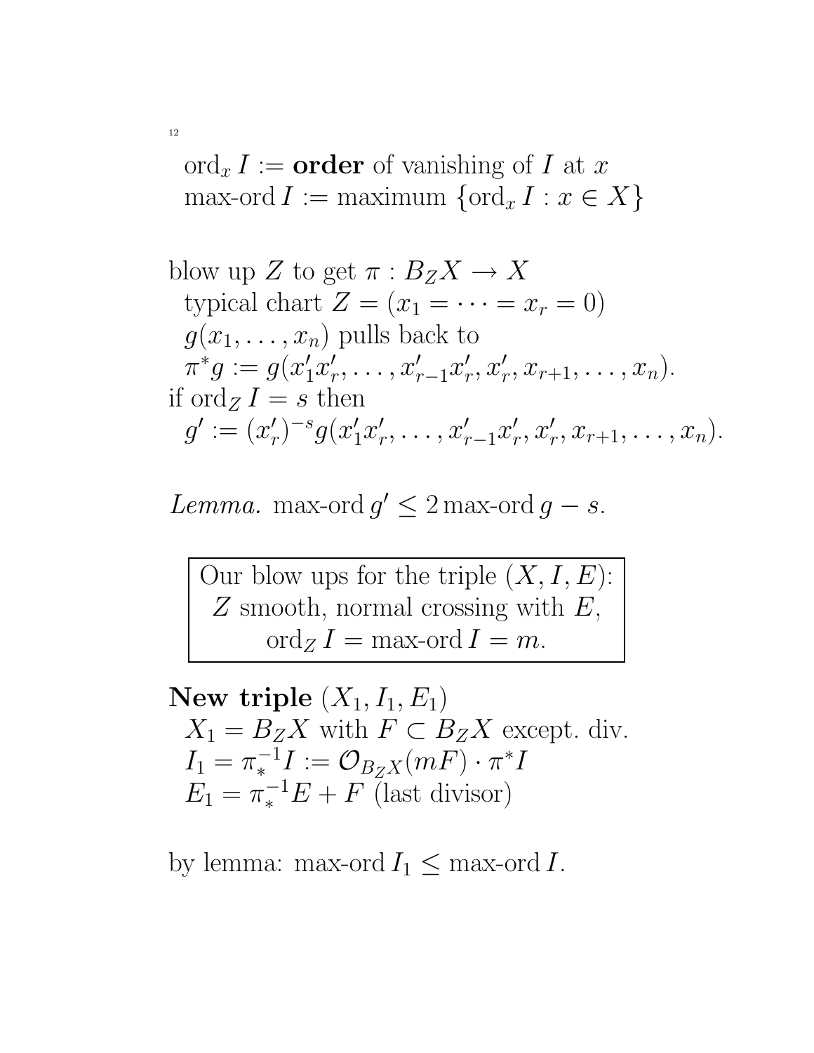$\operatorname{ord}_x I :=$ **order** of vanishing of $I$ at $x$
max-ord $I :=$ maximum $\{\operatorname{ord}_x I : x \in X\}$

blow up $Z$ to get $\pi : B_Z X \to X$
typical chart $Z = (x_1 = \cdots = x_r = 0)$
$g(x_1, \ldots, x_n)$ pulls back to
$\pi^* g := g(x_1' x_r', \ldots, x_{r-1}' x_r', x_r', x_{r+1}, \ldots, x_n)$.
if $\operatorname{ord}_Z I = s$ then
$g' := (x_r')^{-s} g(x_1' x_r', \ldots, x_{r-1}' x_r', x_r', x_{r+1}, \ldots, x_n)$.

*Lemma.* max-ord $g' \leq 2\,$max-ord $g - s$.

| Our blow ups for the triple $(X, I, E)$: $Z$ smooth, normal crossing with $E$, $\operatorname{ord}_Z I =$ max-ord $I = m$. |
|---|

**New triple** $(X_1, I_1, E_1)$
$X_1 = B_Z X$ with $F \subset B_Z X$ except. div.
$I_1 = \pi_*^{-1} I := \mathcal{O}_{B_Z X}(mF) \cdot \pi^* I$
$E_1 = \pi_*^{-1} E + F$ (last divisor)

by lemma: max-ord $I_1 \leq$ max-ord $I$.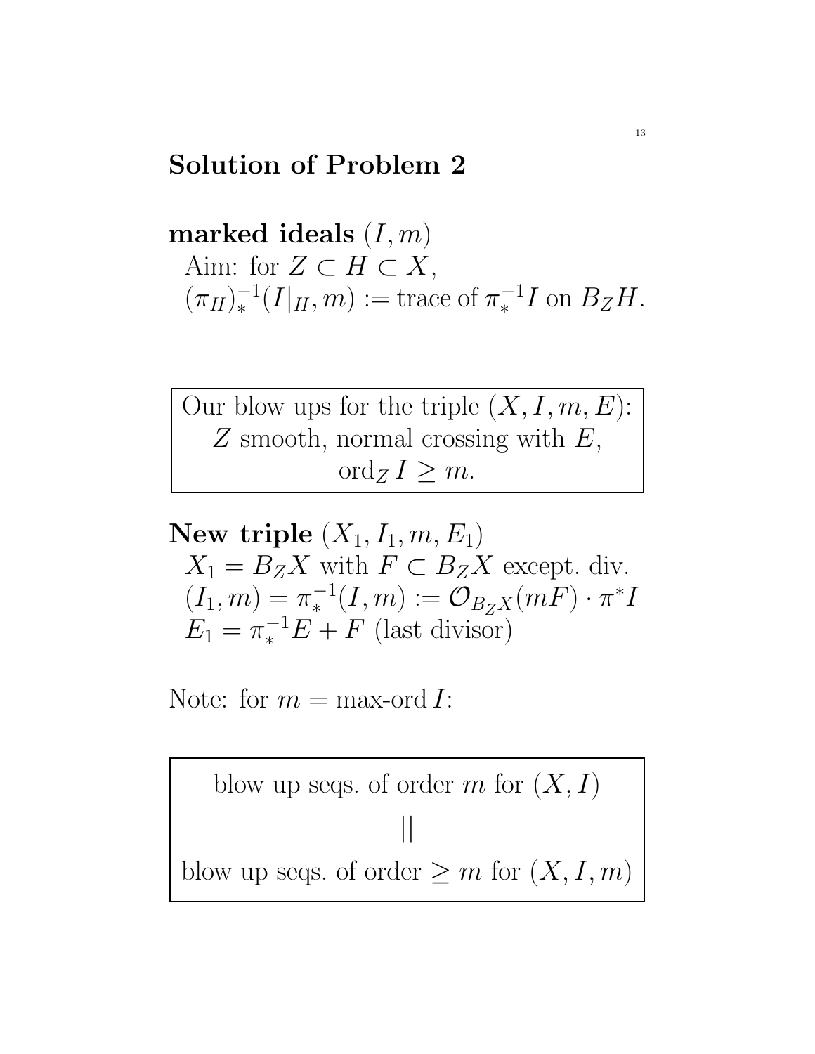## Solution of Problem 2

**marked ideals** $(I, m)$

Aim: for $Z \subset H \subset X$,
$(\pi_H)_*^{-1}(I|_H, m) :=$ trace of $\pi_*^{-1} I$ on $B_Z H$.

> Our blow ups for the triple $(X, I, m, E)$:
> $Z$ smooth, normal crossing with $E$,
> $\operatorname{ord}_Z I \geq m$.

**New triple** $(X_1, I_1, m, E_1)$

$X_1 = B_Z X$ with $F \subset B_Z X$ except. div.
$(I_1, m) = \pi_*^{-1}(I, m) := \mathcal{O}_{B_Z X}(mF) \cdot \pi^* I$
$E_1 = \pi_*^{-1} E + F$ (last divisor)

Note: for $m = \text{max-ord}\, I$:

> blow up seqs. of order $m$ for $(X, I)$
> ||
> blow up seqs. of order $\geq m$ for $(X, I, m)$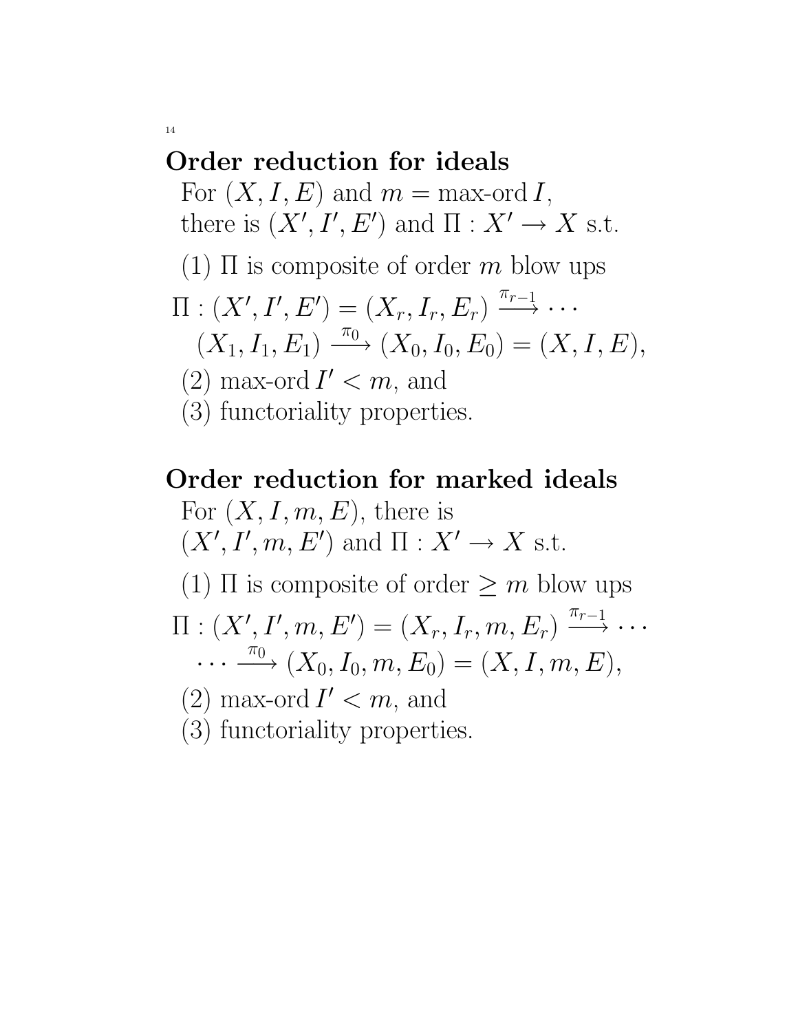## Order reduction for ideals

For $(X, I, E)$ and $m = \text{max-ord}\, I$,
there is $(X', I', E')$ and $\Pi : X' \to X$ s.t.

(1) $\Pi$ is composite of order $m$ blow ups

$$\Pi : (X', I', E') = (X_r, I_r, E_r) \xrightarrow{\pi_{r-1}} \cdots$$
$$(X_1, I_1, E_1) \xrightarrow{\pi_0} (X_0, I_0, E_0) = (X, I, E),$$

(2) $\text{max-ord}\, I' < m$, and

(3) functoriality properties.

## Order reduction for marked ideals

For $(X, I, m, E)$, there is
$(X', I', m, E')$ and $\Pi : X' \to X$ s.t.

(1) $\Pi$ is composite of order $\geq m$ blow ups

$$\Pi : (X', I', m, E') = (X_r, I_r, m, E_r) \xrightarrow{\pi_{r-1}} \cdots$$
$$\cdots \xrightarrow{\pi_0} (X_0, I_0, m, E_0) = (X, I, m, E),$$

(2) $\text{max-ord}\, I' < m$, and

(3) functoriality properties.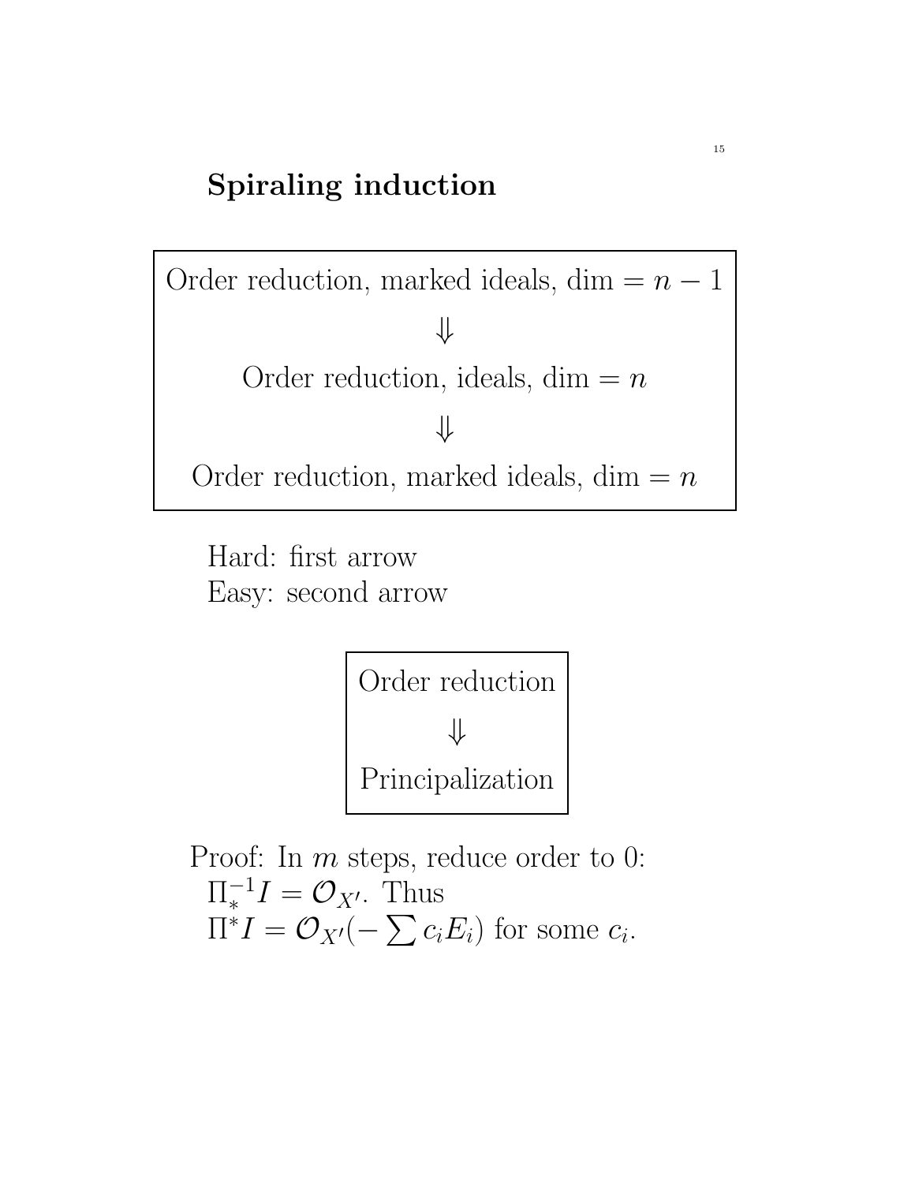## Spiraling induction

Order reduction, marked ideals, dim $= n-1$

$\Downarrow$

Order reduction, ideals, dim $= n$

$\Downarrow$

Order reduction, marked ideals, dim $= n$

Hard: first arrow
Easy: second arrow

Order reduction

$\Downarrow$

Principalization

Proof: In $m$ steps, reduce order to 0:
$\Pi_*^{-1} I = \mathcal{O}_{X'}$. Thus
$\Pi^* I = \mathcal{O}_{X'}(-\sum c_i E_i)$ for some $c_i$.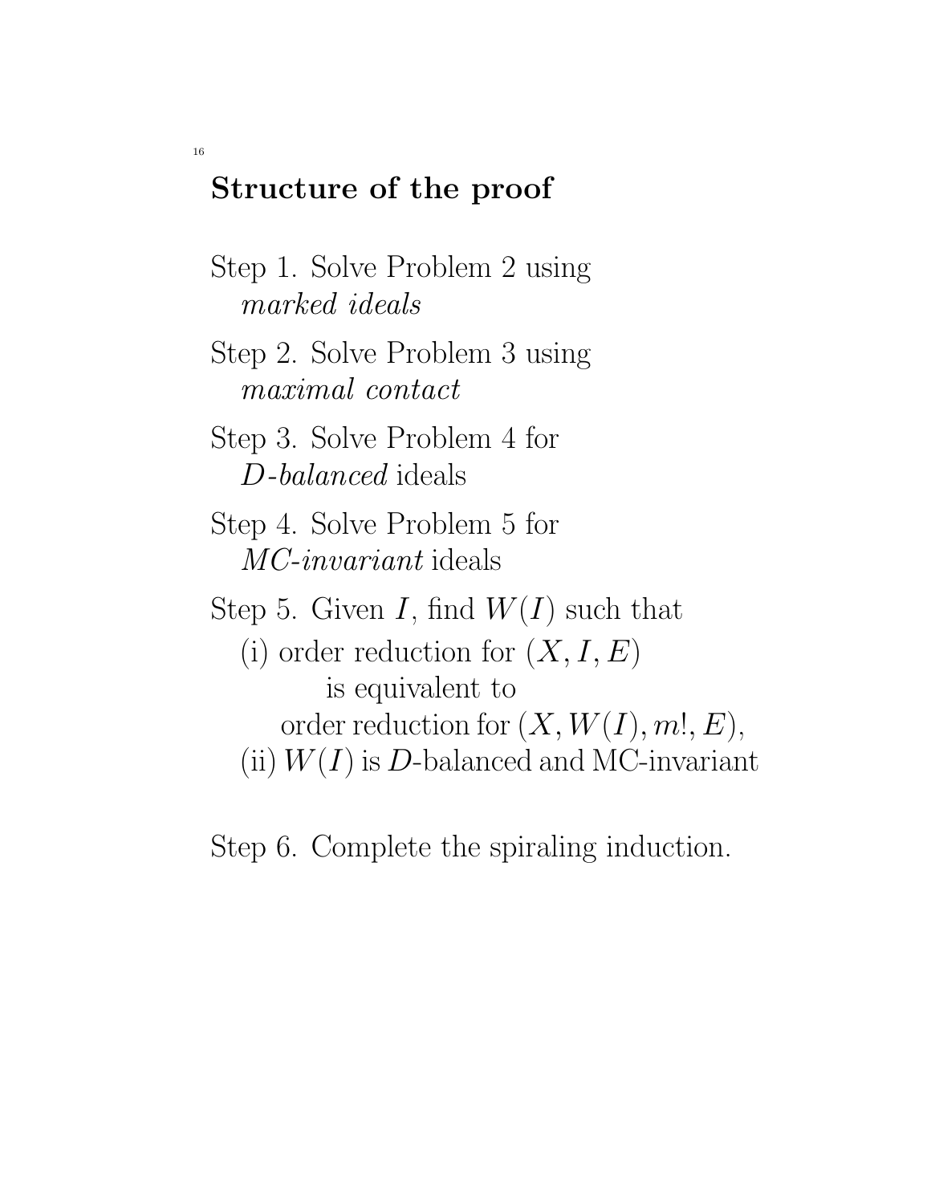## Structure of the proof

Step 1. Solve Problem 2 using *marked ideals*

Step 2. Solve Problem 3 using *maximal contact*

Step 3. Solve Problem 4 for *$D$-balanced* ideals

Step 4. Solve Problem 5 for *MC-invariant* ideals

Step 5. Given $I$, find $W(I)$ such that

(i) order reduction for $(X, I, E)$ is equivalent to order reduction for $(X, W(I), m!, E)$,

(ii) $W(I)$ is $D$-balanced and MC-invariant

Step 6. Complete the spiraling induction.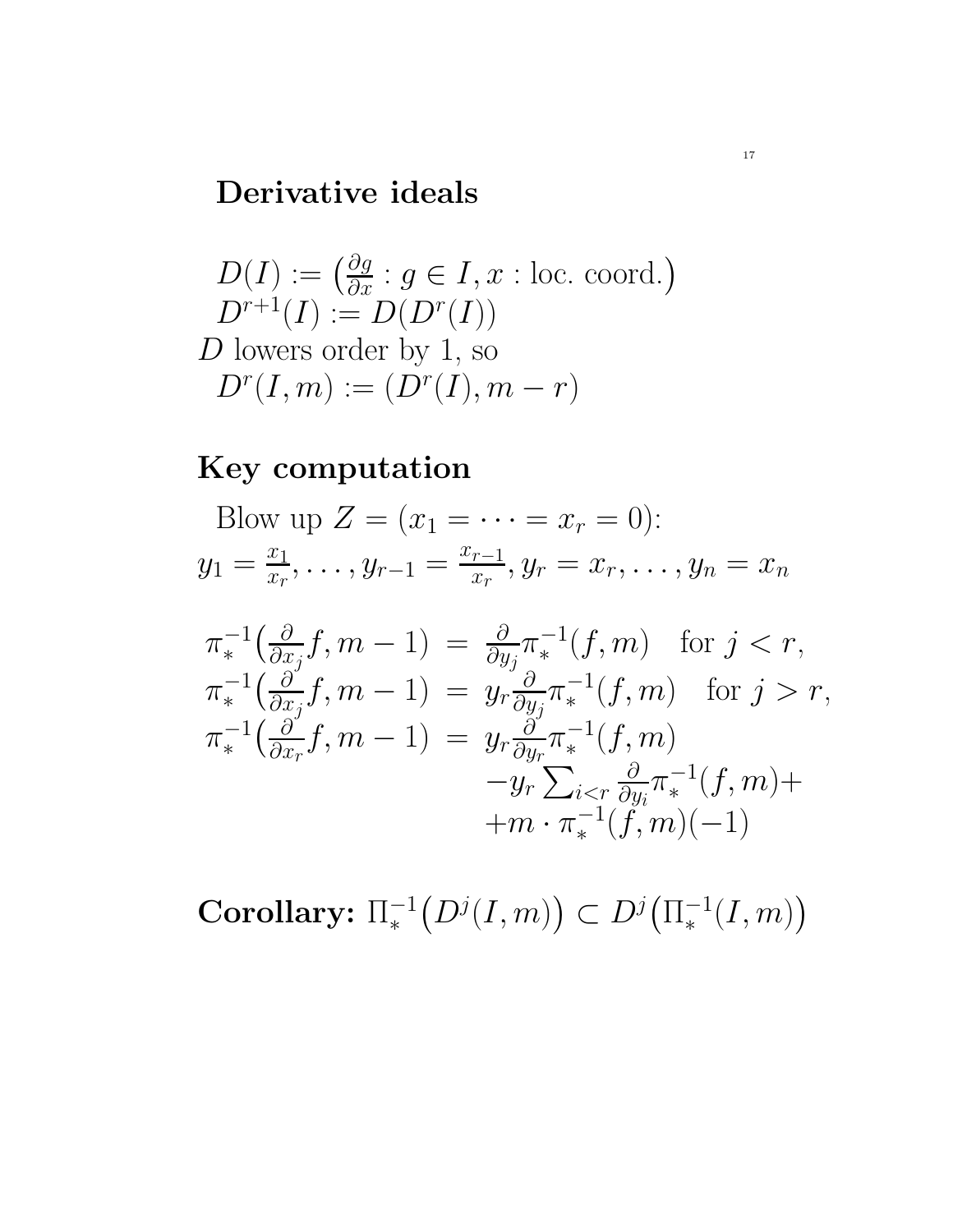## Derivative ideals

$$D(I) := \left(\tfrac{\partial g}{\partial x} : g \in I, x : \text{loc. coord.}\right)$$
$$D^{r+1}(I) := D(D^r(I))$$

$D$ lowers order by 1, so

$$D^r(I,m) := (D^r(I), m-r)$$

## Key computation

Blow up $Z = (x_1 = \cdots = x_r = 0)$:

$$y_1 = \frac{x_1}{x_r}, \ldots, y_{r-1} = \frac{x_{r-1}}{x_r}, y_r = x_r, \ldots, y_n = x_n$$

$$\begin{aligned}
\pi_*^{-1}\big(\tfrac{\partial}{\partial x_j} f, m-1\big) &= \tfrac{\partial}{\partial y_j} \pi_*^{-1}(f,m) \quad \text{for } j < r, \\
\pi_*^{-1}\big(\tfrac{\partial}{\partial x_j} f, m-1\big) &= y_r \tfrac{\partial}{\partial y_j} \pi_*^{-1}(f,m) \quad \text{for } j > r, \\
\pi_*^{-1}\big(\tfrac{\partial}{\partial x_r} f, m-1\big) &= y_r \tfrac{\partial}{\partial y_r} \pi_*^{-1}(f,m) \\
&\quad - y_r \textstyle\sum_{i<r} \tfrac{\partial}{\partial y_i} \pi_*^{-1}(f,m) + \\
&\quad + m \cdot \pi_*^{-1}(f,m)(-1)
\end{aligned}$$

**Corollary:** $\Pi_*^{-1}\big(D^j(I,m)\big) \subset D^j\big(\Pi_*^{-1}(I,m)\big)$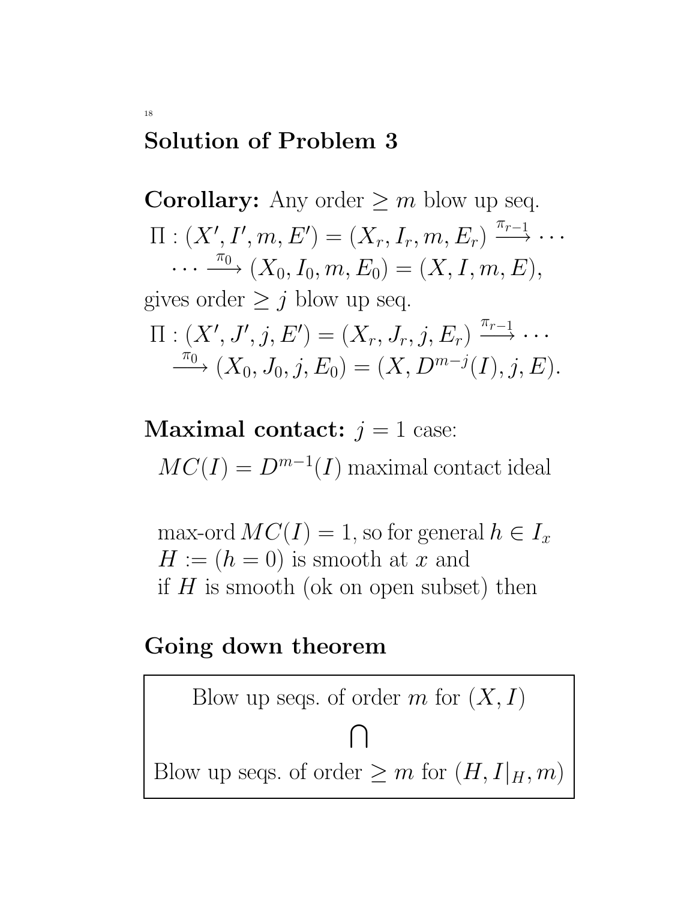## Solution of Problem 3

**Corollary:** Any order $\geq m$ blow up seq.

$$\Pi : (X', I', m, E') = (X_r, I_r, m, E_r) \xrightarrow{\pi_{r-1}} \cdots$$
$$\cdots \xrightarrow{\pi_0} (X_0, I_0, m, E_0) = (X, I, m, E),$$

gives order $\geq j$ blow up seq.

$$\Pi : (X', J', j, E') = (X_r, J_r, j, E_r) \xrightarrow{\pi_{r-1}} \cdots$$
$$\xrightarrow{\pi_0} (X_0, J_0, j, E_0) = (X, D^{m-j}(I), j, E).$$

**Maximal contact:** $j = 1$ case:

$MC(I) = D^{m-1}(I)$ maximal contact ideal

max-ord $MC(I) = 1$, so for general $h \in I_x$
$H := (h = 0)$ is smooth at $x$ and
if $H$ is smooth (ok on open subset) then

## Going down theorem

| Blow up seqs. of order $m$ for $(X, I)$ |
|---|
| $\bigcap$ |
| Blow up seqs. of order $\geq m$ for $(H, I\vert_H, m)$ |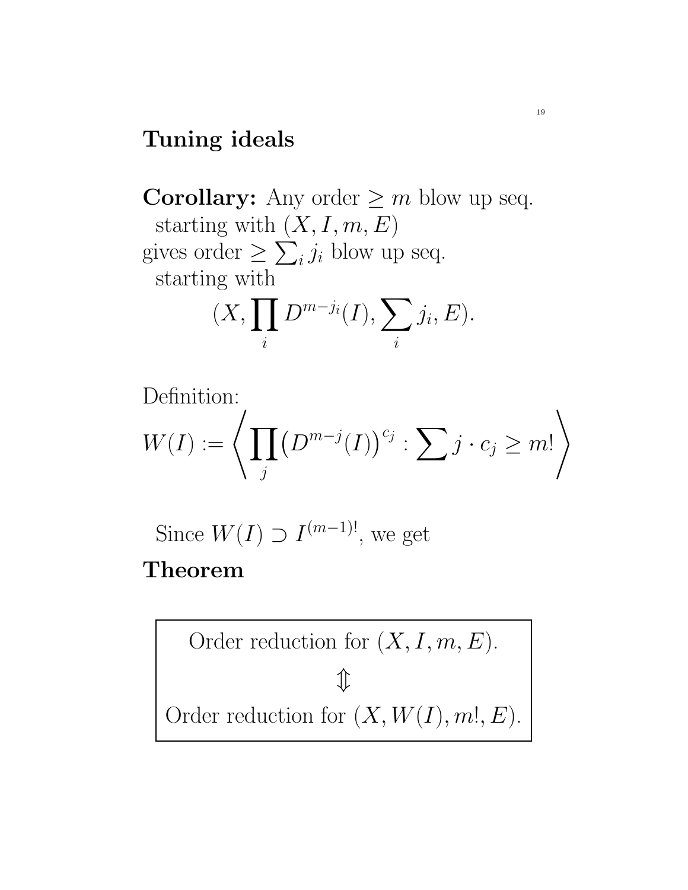## Tuning ideals

**Corollary:** Any order $\geq m$ blow up seq. starting with $(X, I, m, E)$ gives order $\geq \sum_i j_i$ blow up seq. starting with

$$(X, \prod_i D^{m-j_i}(I), \sum_i j_i, E).$$

Definition:

$$W(I) := \left\langle \prod_j \left(D^{m-j}(I)\right)^{c_j} : \sum j \cdot c_j \geq m! \right\rangle$$

Since $W(I) \supset I^{(m-1)!}$, we get

**Theorem**

$$\boxed{\begin{array}{c} \text{Order reduction for } (X, I, m, E). \\ \Updownarrow \\ \text{Order reduction for } (X, W(I), m!, E). \end{array}}$$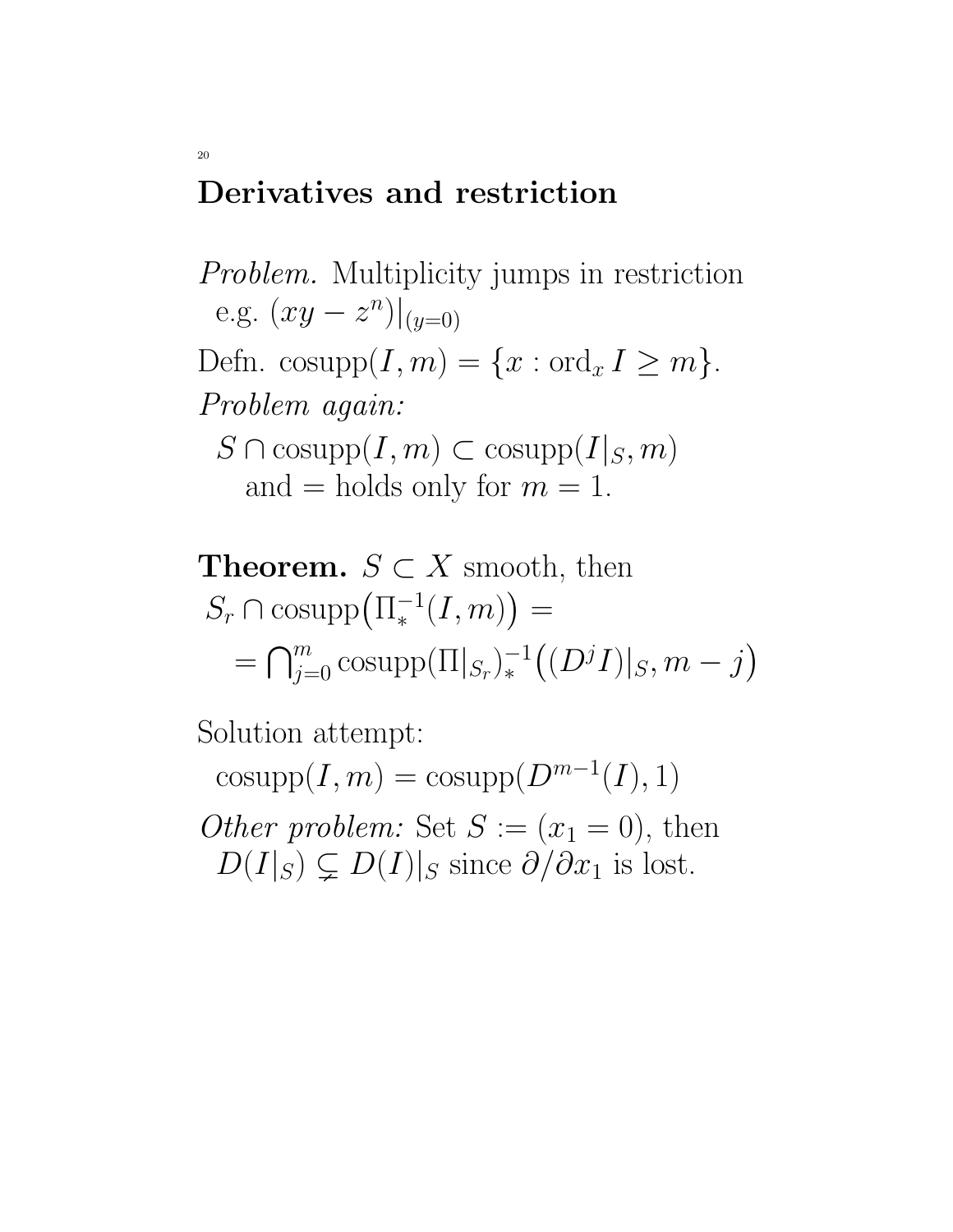## Derivatives and restriction

*Problem.* Multiplicity jumps in restriction
e.g. $(xy - z^n)|_{(y=0)}$

Defn. $\operatorname{cosupp}(I, m) = \{x : \operatorname{ord}_x I \geq m\}$.

*Problem again:*

$S \cap \operatorname{cosupp}(I, m) \subset \operatorname{cosupp}(I|_S, m)$
and $=$ holds only for $m = 1$.

**Theorem.** $S \subset X$ smooth, then

$$S_r \cap \operatorname{cosupp}\bigl(\Pi_*^{-1}(I, m)\bigr) =$$
$$= \bigcap_{j=0}^{m} \operatorname{cosupp}(\Pi|_{S_r})_*^{-1}\bigl((D^j I)|_S, m - j\bigr)$$

Solution attempt:

$\operatorname{cosupp}(I, m) = \operatorname{cosupp}(D^{m-1}(I), 1)$

*Other problem:* Set $S := (x_1 = 0)$, then
$D(I|_S) \subsetneq D(I)|_S$ since $\partial/\partial x_1$ is lost.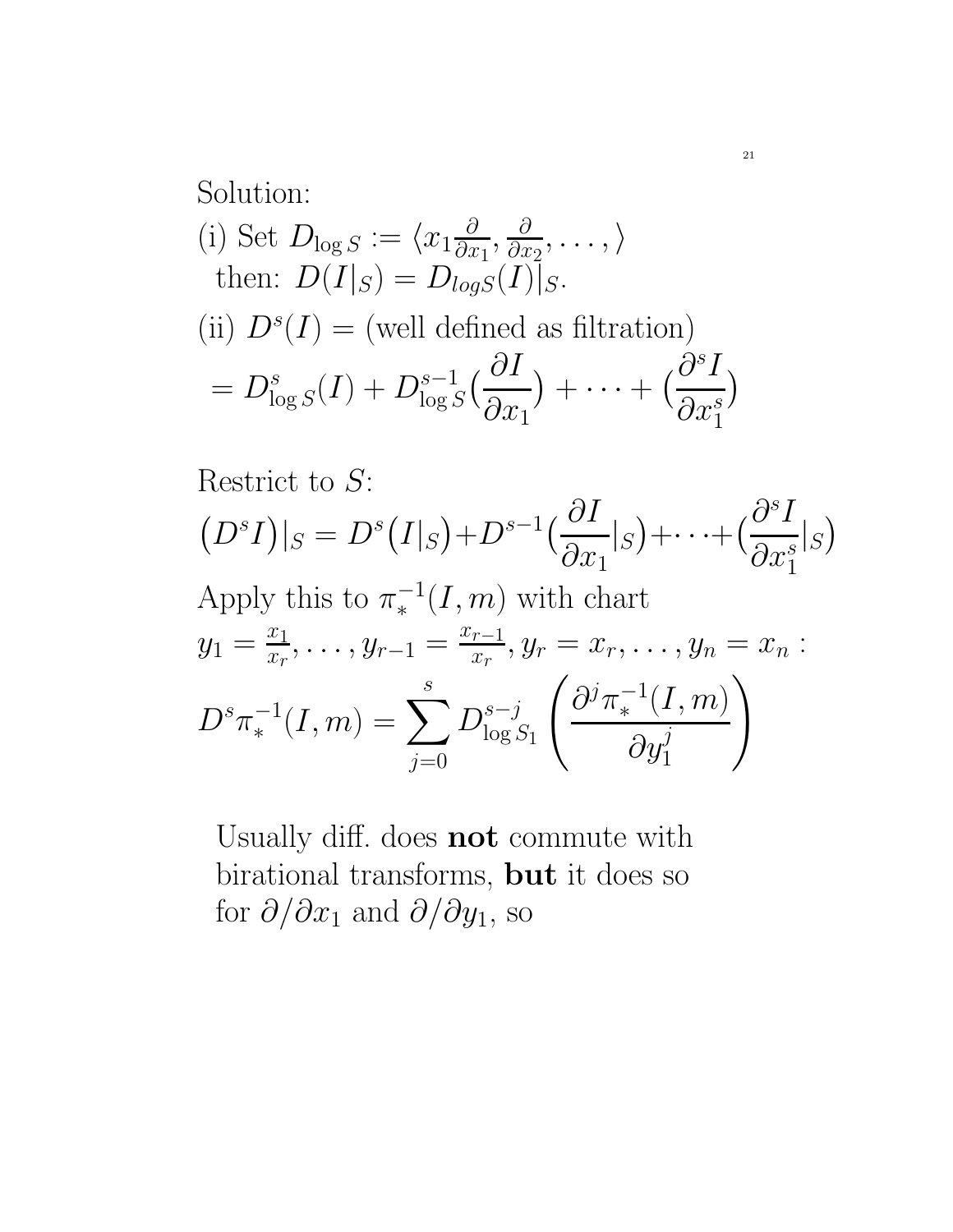Solution:

(i) Set $D_{\log S} := \langle x_1 \frac{\partial}{\partial x_1}, \frac{\partial}{\partial x_2}, \ldots, \rangle$
  then: $D(I|_S) = D_{logS}(I)|_S$.

(ii) $D^s(I) =$ (well defined as filtration)

$$= D^s_{\log S}(I) + D^{s-1}_{\log S}\big(\frac{\partial I}{\partial x_1}\big) + \cdots + \big(\frac{\partial^s I}{\partial x_1^s}\big)$$

Restrict to $S$:

$$\big(D^s I\big)|_S = D^s\big(I|_S\big) + D^{s-1}\big(\frac{\partial I}{\partial x_1}|_S\big) + \cdots + \big(\frac{\partial^s I}{\partial x_1^s}|_S\big)$$

Apply this to $\pi_*^{-1}(I, m)$ with chart
$y_1 = \frac{x_1}{x_r}, \ldots, y_{r-1} = \frac{x_{r-1}}{x_r}, y_r = x_r, \ldots, y_n = x_n$ :

$$D^s \pi_*^{-1}(I, m) = \sum_{j=0}^{s} D^{s-j}_{\log S_1} \left( \frac{\partial^j \pi_*^{-1}(I, m)}{\partial y_1^j} \right)$$

Usually diff. does **not** commute with birational transforms, **but** it does so for $\partial/\partial x_1$ and $\partial/\partial y_1$, so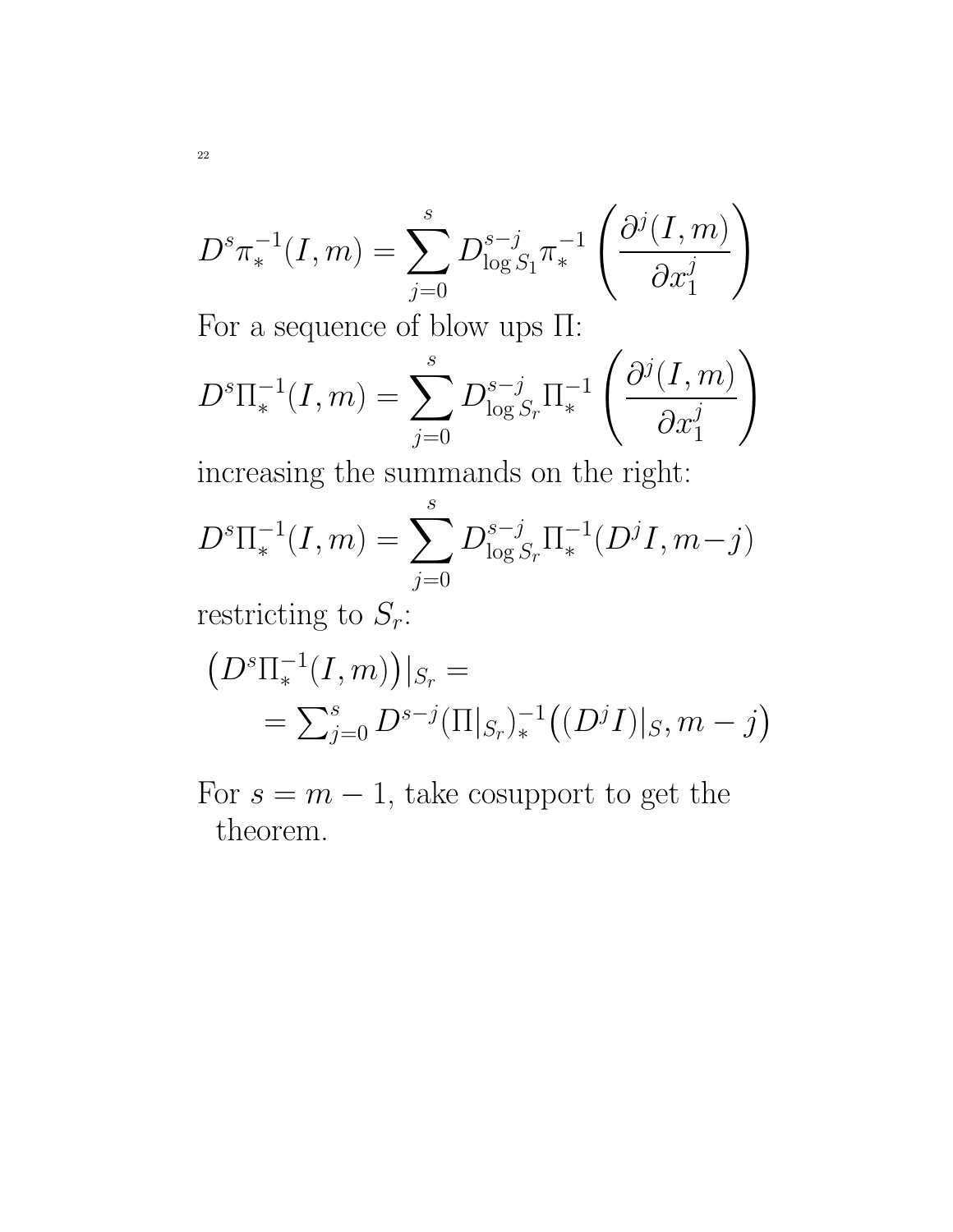$$D^s \pi_*^{-1}(I, m) = \sum_{j=0}^{s} D_{\log S_1}^{s-j} \pi_*^{-1} \left( \frac{\partial^j (I, m)}{\partial x_1^j} \right)$$

For a sequence of blow ups $\Pi$:

$$D^s \Pi_*^{-1}(I, m) = \sum_{j=0}^{s} D_{\log S_r}^{s-j} \Pi_*^{-1} \left( \frac{\partial^j (I, m)}{\partial x_1^j} \right)$$

increasing the summands on the right:

$$D^s \Pi_*^{-1}(I, m) = \sum_{j=0}^{s} D_{\log S_r}^{s-j} \Pi_*^{-1}(D^j I, m-j)$$

restricting to $S_r$:

$$\begin{aligned}
&\left(D^s \Pi_*^{-1}(I, m)\right)|_{S_r} = \\
&\qquad = \textstyle\sum_{j=0}^{s} D^{s-j} (\Pi|_{S_r})_*^{-1}\big((D^j I)|_S, m-j\big)
\end{aligned}$$

For $s = m - 1$, take cosupport to get the theorem.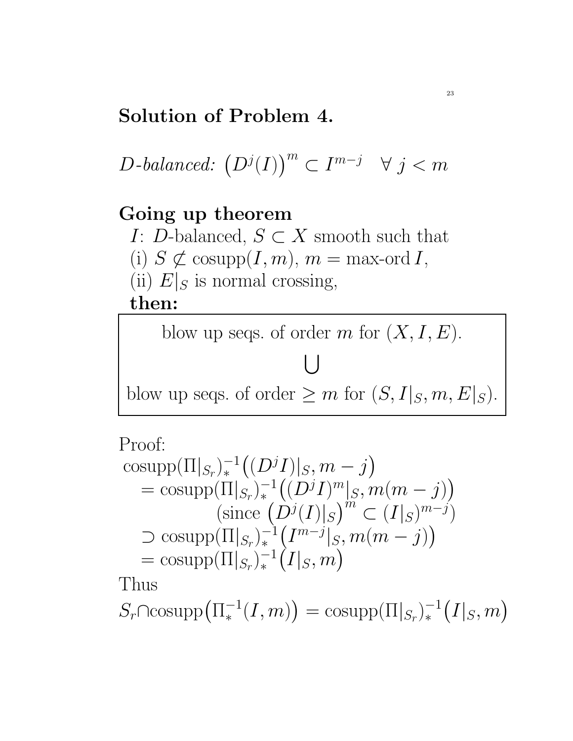## Solution of Problem 4.

*D-balanced:* $\left(D^j(I)\right)^m \subset I^{m-j} \quad \forall\ j < m$

## Going up theorem

$I$: $D$-balanced, $S \subset X$ smooth such that
(i) $S \not\subset \operatorname{cosupp}(I, m)$, $m = \text{max-ord}\, I$,
(ii) $E|_S$ is normal crossing,

**then:**

$$\text{blow up seqs. of order } m \text{ for } (X, I, E).$$
$$\bigcup$$
$$\text{blow up seqs. of order } \geq m \text{ for } (S, I|_S, m, E|_S).$$

Proof:

$$
\begin{aligned}
&\operatorname{cosupp}(\Pi|_{S_r})_*^{-1}\big((D^j I)|_S, m-j\big) \\
&\quad = \operatorname{cosupp}(\Pi|_{S_r})_*^{-1}\big((D^j I)^m|_S, m(m-j)\big) \\
&\qquad\qquad (\text{since } \left(D^j(I)|_S\right)^m \subset (I|_S)^{m-j}) \\
&\quad \supset \operatorname{cosupp}(\Pi|_{S_r})_*^{-1}\big(I^{m-j}|_S, m(m-j)\big) \\
&\quad = \operatorname{cosupp}(\Pi|_{S_r})_*^{-1}\big(I|_S, m\big)
\end{aligned}
$$

Thus

$$S_r \cap \operatorname{cosupp}\big(\Pi_*^{-1}(I, m)\big) = \operatorname{cosupp}(\Pi|_{S_r})_*^{-1}\big(I|_S, m\big)$$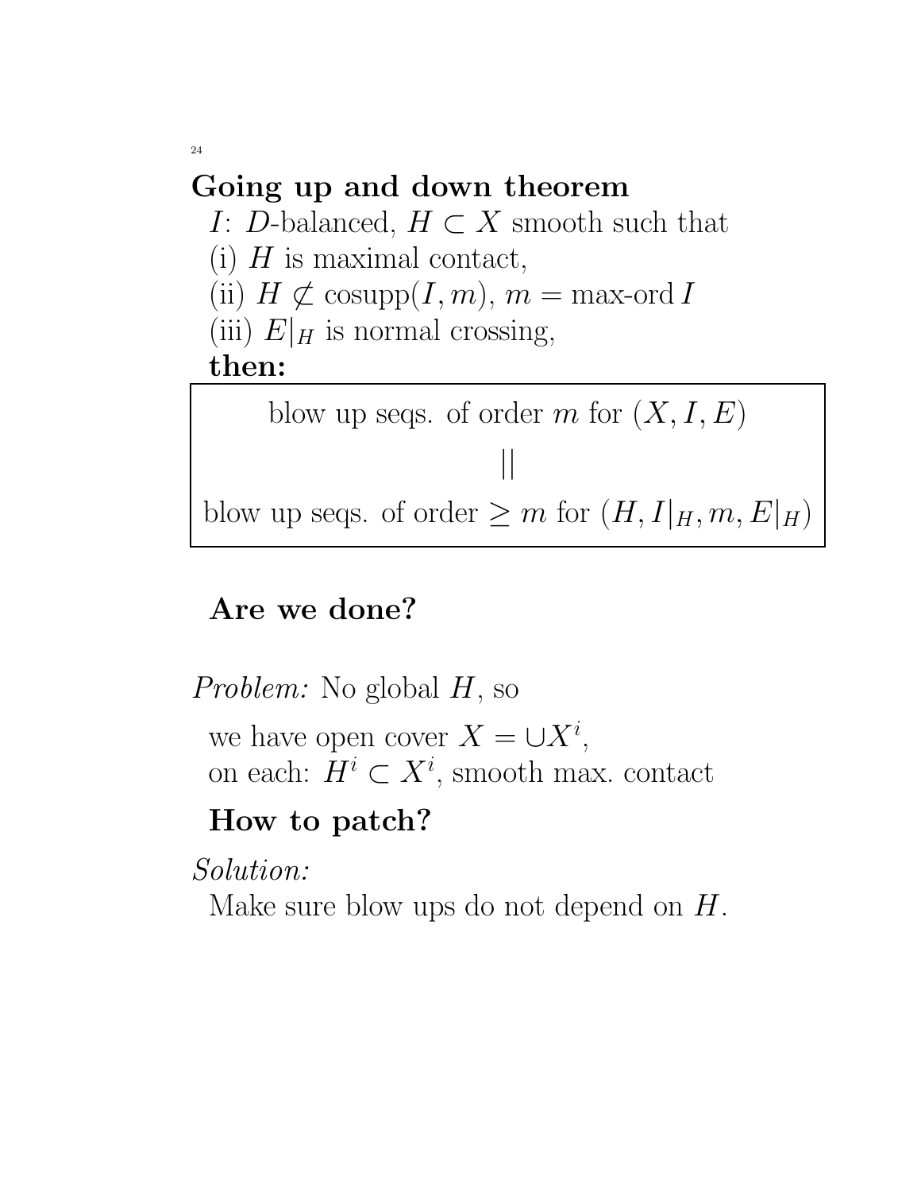## Going up and down theorem

$I$: $D$-balanced, $H \subset X$ smooth such that

(i) $H$ is maximal contact,

(ii) $H \not\subset \operatorname{cosupp}(I, m)$, $m = \text{max-ord}\, I$

(iii) $E|_H$ is normal crossing,

**then:**

$$\begin{array}{c} \text{blow up seqs. of order } m \text{ for } (X, I, E) \\ || \\ \text{blow up seqs. of order } \geq m \text{ for } (H, I|_H, m, E|_H) \end{array}$$

**Are we done?**

*Problem:* No global $H$, so

we have open cover $X = \cup X^i$,
on each: $H^i \subset X^i$, smooth max. contact

**How to patch?**

*Solution:*

Make sure blow ups do not depend on $H$.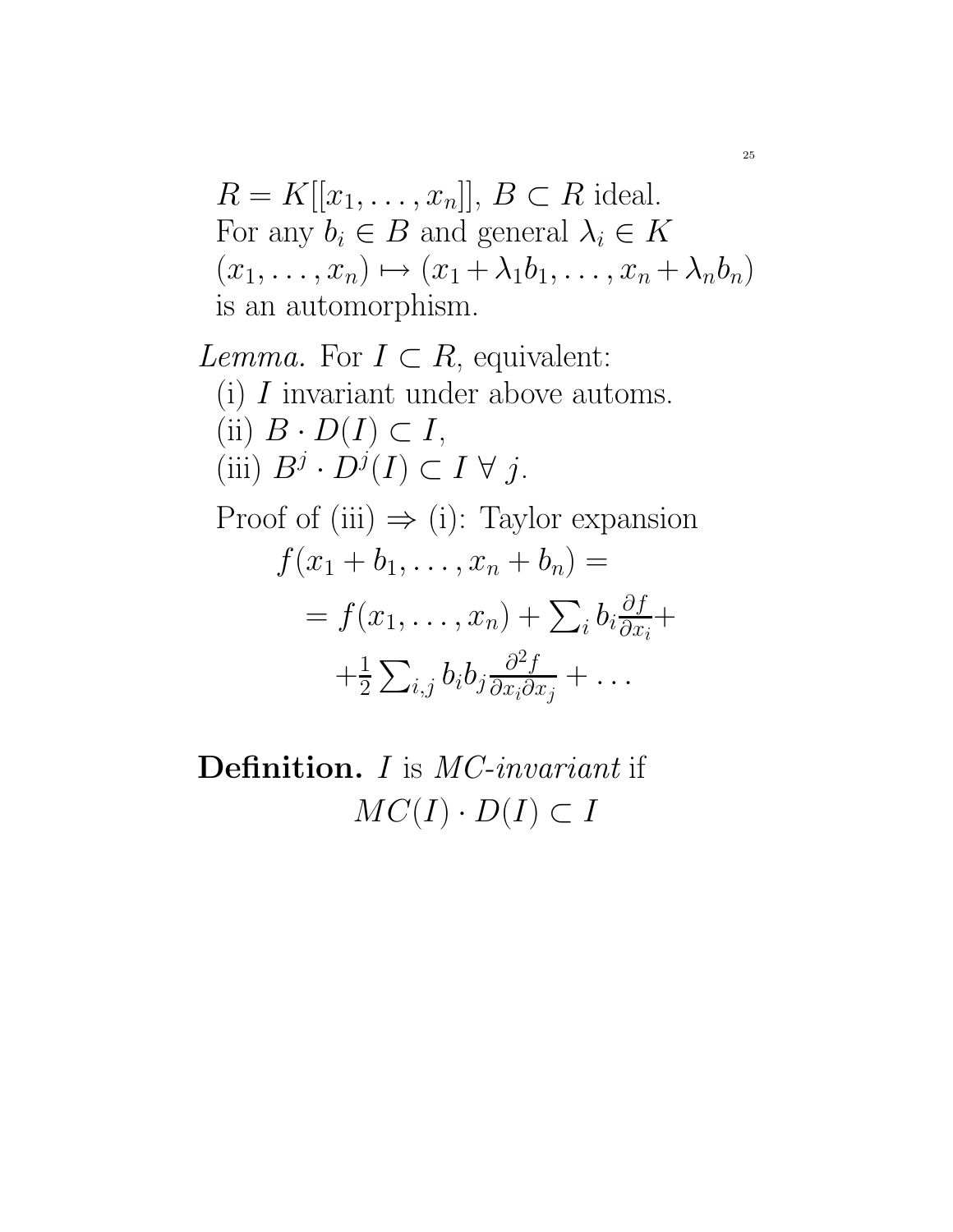$R = K[[x_1, \ldots, x_n]]$, $B \subset R$ ideal.
For any $b_i \in B$ and general $\lambda_i \in K$
$(x_1, \ldots, x_n) \mapsto (x_1 + \lambda_1 b_1, \ldots, x_n + \lambda_n b_n)$
is an automorphism.

*Lemma.* For $I \subset R$, equivalent:

(i) $I$ invariant under above automs.

(ii) $B \cdot D(I) \subset I$,

(iii) $B^j \cdot D^j(I) \subset I \ \forall\ j$.

Proof of (iii) $\Rightarrow$ (i): Taylor expansion

$$f(x_1 + b_1, \ldots, x_n + b_n) =$$

$$= f(x_1, \ldots, x_n) + \sum_i b_i \frac{\partial f}{\partial x_i} +$$

$$+ \frac{1}{2} \sum_{i,j} b_i b_j \frac{\partial^2 f}{\partial x_i \partial x_j} + \ldots$$

**Definition.** $I$ is *MC-invariant* if

$$MC(I) \cdot D(I) \subset I$$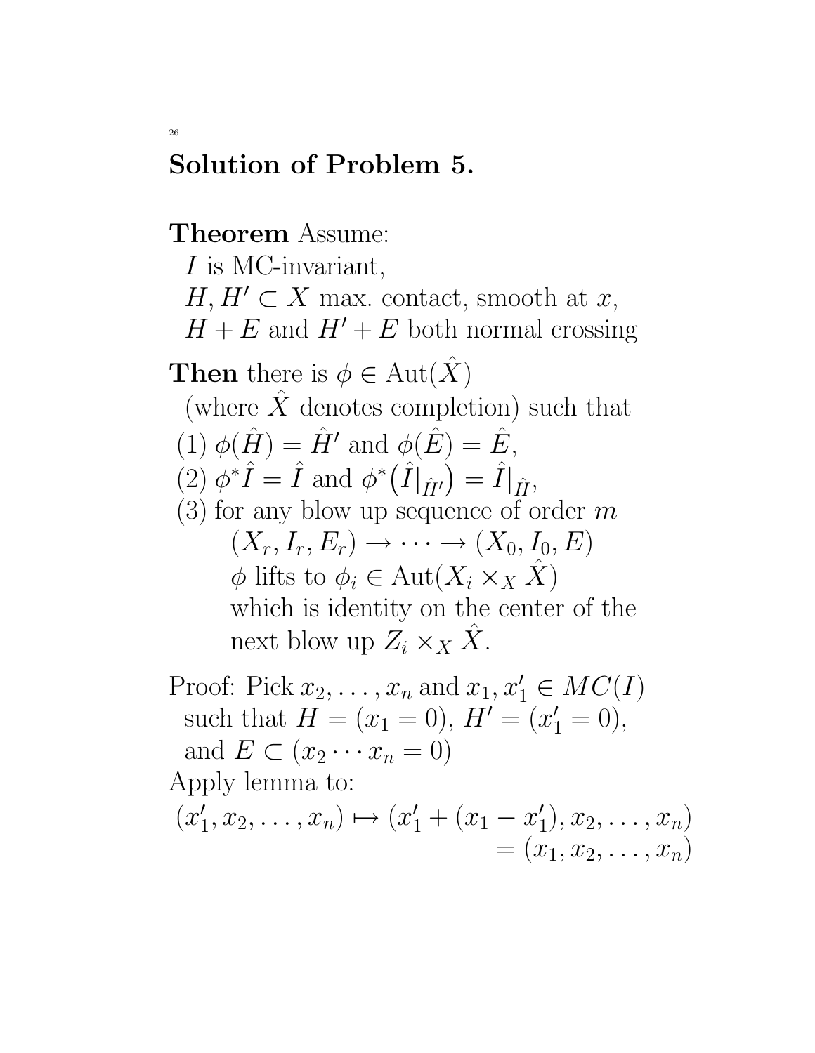## Solution of Problem 5.

**Theorem** Assume:

$I$ is MC-invariant,

$H, H' \subset X$ max. contact, smooth at $x$,

$H + E$ and $H' + E$ both normal crossing

**Then** there is $\phi \in \operatorname{Aut}(\hat{X})$ (where $\hat{X}$ denotes completion) such that

(1) $\phi(\hat{H}) = \hat{H}'$ and $\phi(\hat{E}) = \hat{E}$,

(2) $\phi^* \hat{I} = \hat{I}$ and $\phi^*\big(\hat{I}|_{\hat{H}'}\big) = \hat{I}|_{\hat{H}}$,

(3) for any blow up sequence of order $m$
$(X_r, I_r, E_r) \to \cdots \to (X_0, I_0, E)$
$\phi$ lifts to $\phi_i \in \operatorname{Aut}(X_i \times_X \hat{X})$
which is identity on the center of the next blow up $Z_i \times_X \hat{X}$.

Proof: Pick $x_2, \ldots, x_n$ and $x_1, x_1' \in MC(I)$ such that $H = (x_1 = 0)$, $H' = (x_1' = 0)$, and $E \subset (x_2 \cdots x_n = 0)$

Apply lemma to:

$$(x_1', x_2, \ldots, x_n) \mapsto (x_1' + (x_1 - x_1'), x_2, \ldots, x_n) = (x_1, x_2, \ldots, x_n)$$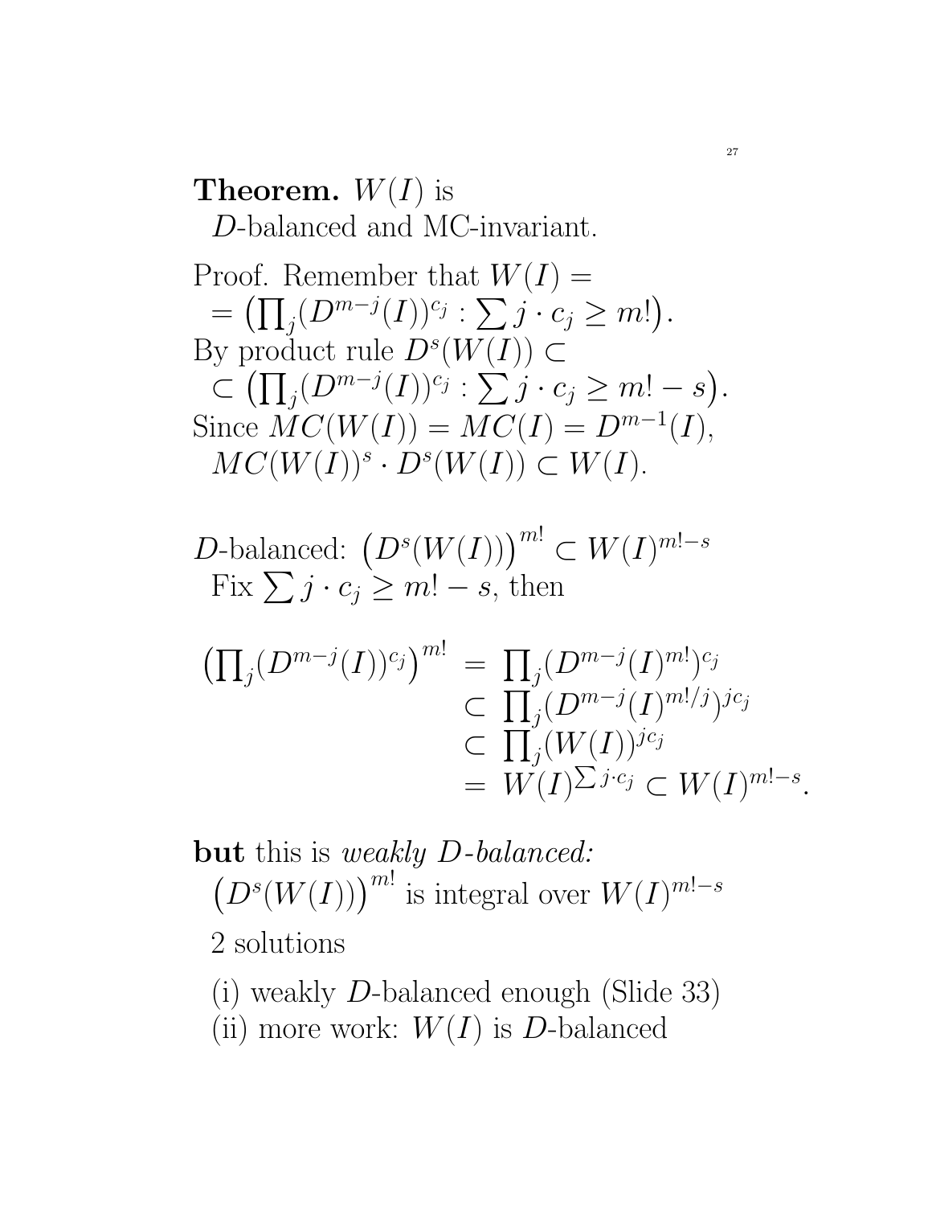**Theorem.** $W(I)$ is
$D$-balanced and MC-invariant.

Proof. Remember that $W(I) =$
$= \left(\prod_j (D^{m-j}(I))^{c_j} : \sum j \cdot c_j \geq m!\right)$.
By product rule $D^s(W(I)) \subset$
$\subset \left(\prod_j (D^{m-j}(I))^{c_j} : \sum j \cdot c_j \geq m! - s\right)$.
Since $MC(W(I)) = MC(I) = D^{m-1}(I)$,
$MC(W(I))^s \cdot D^s(W(I)) \subset W(I)$.

$D$-balanced: $\left(D^s(W(I))\right)^{m!} \subset W(I)^{m!-s}$
Fix $\sum j \cdot c_j \geq m! - s$, then

$$
\begin{aligned}
\left(\prod_j (D^{m-j}(I))^{c_j}\right)^{m!} &= \prod_j (D^{m-j}(I)^{m!})^{c_j} \\
&\subset \prod_j (D^{m-j}(I)^{m!/j})^{jc_j} \\
&\subset \prod_j (W(I))^{jc_j} \\
&= W(I)^{\sum j \cdot c_j} \subset W(I)^{m!-s}.
\end{aligned}
$$

**but** this is *weakly $D$-balanced:*
$\left(D^s(W(I))\right)^{m!}$ is integral over $W(I)^{m!-s}$

2 solutions

(i) weakly $D$-balanced enough (Slide 33)
(ii) more work: $W(I)$ is $D$-balanced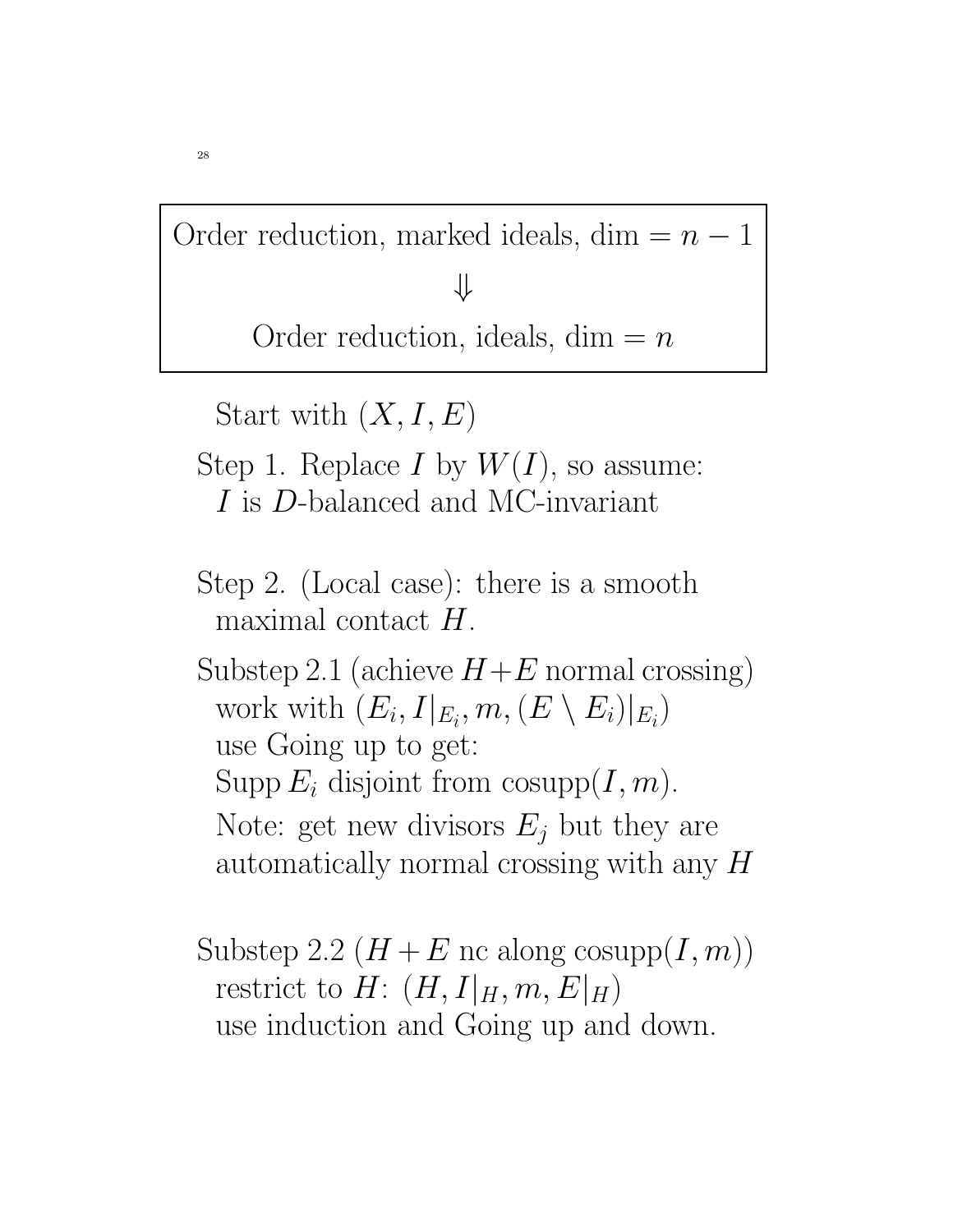Order reduction, marked ideals, dim $= n - 1$

$$\Downarrow$$

Order reduction, ideals, dim $= n$

Start with $(X, I, E)$

Step 1. Replace $I$ by $W(I)$, so assume:
$I$ is $D$-balanced and MC-invariant

Step 2. (Local case): there is a smooth maximal contact $H$.

Substep 2.1 (achieve $H + E$ normal crossing)
work with $(E_i, I|_{E_i}, m, (E \setminus E_i)|_{E_i})$
use Going up to get:
Supp $E_i$ disjoint from $\operatorname{cosupp}(I, m)$.
Note: get new divisors $E_j$ but they are automatically normal crossing with any $H$

Substep 2.2 ($H + E$ nc along $\operatorname{cosupp}(I, m)$)
restrict to $H$: $(H, I|_H, m, E|_H)$
use induction and Going up and down.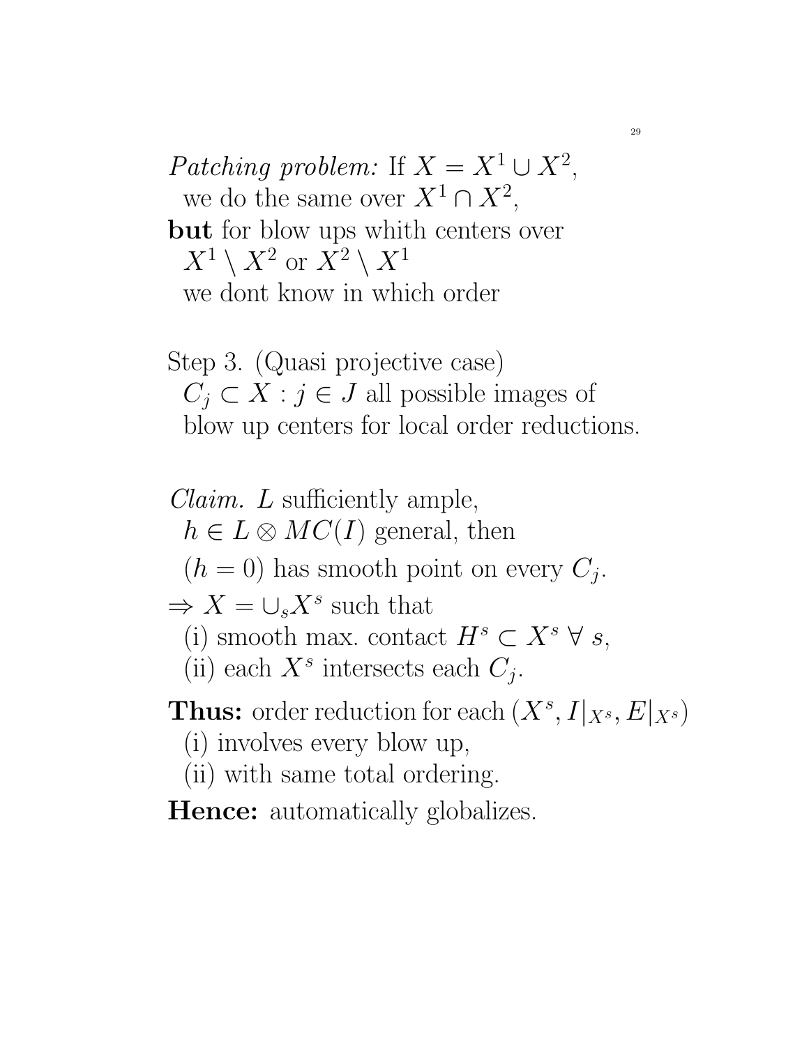*Patching problem:* If $X = X^1 \cup X^2$,
we do the same over $X^1 \cap X^2$,

**but** for blow ups whith centers over
$X^1 \setminus X^2$ or $X^2 \setminus X^1$
we dont know in which order

Step 3. (Quasi projective case)
$C_j \subset X : j \in J$ all possible images of
blow up centers for local order reductions.

*Claim.* $L$ sufficiently ample,
$h \in L \otimes MC(I)$ general, then
$(h = 0)$ has smooth point on every $C_j$.

$\Rightarrow X = \cup_s X^s$ such that
(i) smooth max. contact $H^s \subset X^s \ \forall \ s$,
(ii) each $X^s$ intersects each $C_j$.

**Thus:** order reduction for each $(X^s, I|_{X^s}, E|_{X^s})$
(i) involves every blow up,
(ii) with same total ordering.

**Hence:** automatically globalizes.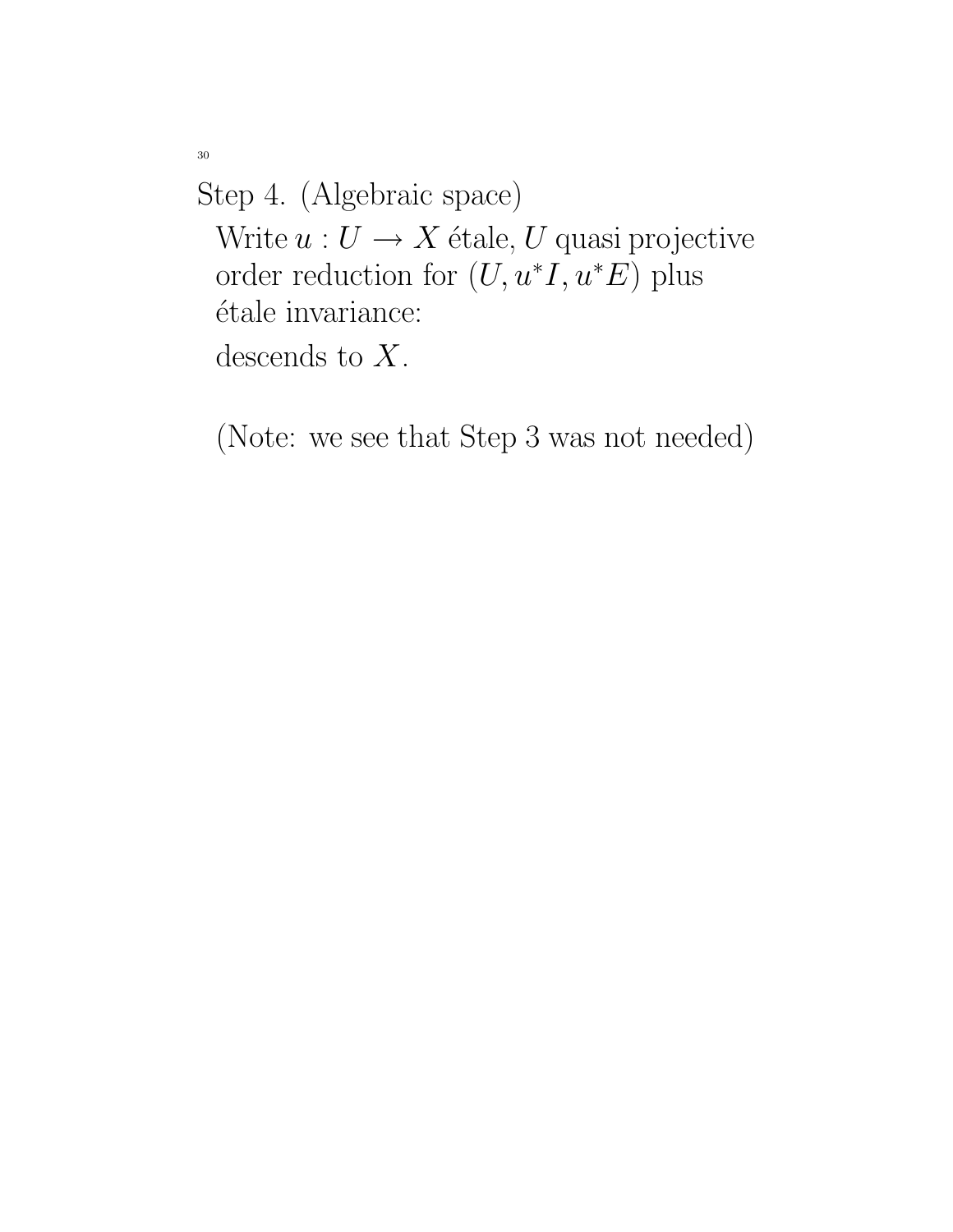Step 4. (Algebraic space)

Write $u : U \to X$ étale, $U$ quasi projective order reduction for $(U, u^*I, u^*E)$ plus étale invariance:

descends to $X$.

(Note: we see that Step 3 was not needed)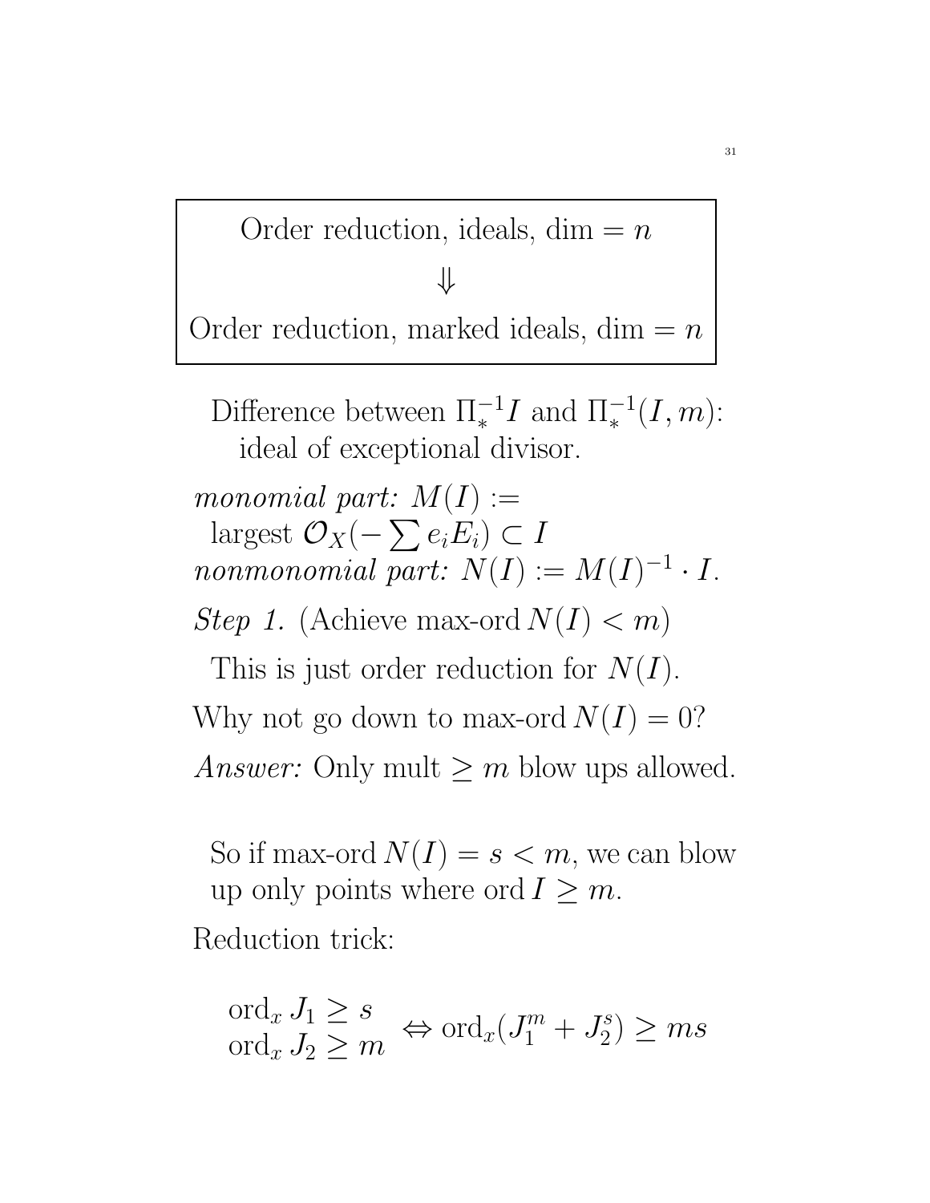| Order reduction, ideals, dim $= n$ |
| --- |
| $\Downarrow$ |
| Order reduction, marked ideals, dim $= n$ |

Difference between $\Pi_*^{-1} I$ and $\Pi_*^{-1}(I, m)$: ideal of exceptional divisor.

*monomial part:* $M(I) :=$ largest $\mathcal{O}_X(-\sum e_i E_i) \subset I$

*nonmonomial part:* $N(I) := M(I)^{-1} \cdot I$.

*Step 1.* (Achieve max-ord $N(I) < m$)

This is just order reduction for $N(I)$.

Why not go down to max-ord $N(I) = 0$?

*Answer:* Only mult $\geq m$ blow ups allowed.

So if max-ord $N(I) = s < m$, we can blow up only points where $\operatorname{ord} I \geq m$.

Reduction trick:

$$\begin{array}{l} \operatorname{ord}_x J_1 \geq s \\ \operatorname{ord}_x J_2 \geq m \end{array} \Leftrightarrow \operatorname{ord}_x(J_1^m + J_2^s) \geq ms$$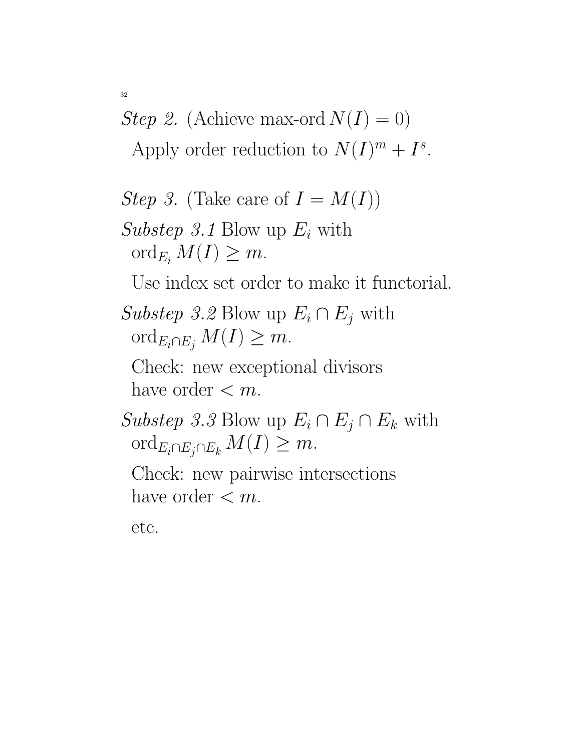*Step 2.* (Achieve max-ord $N(I) = 0$)

Apply order reduction to $N(I)^m + I^s$.

*Step 3.* (Take care of $I = M(I)$)

*Substep 3.1* Blow up $E_i$ with $\operatorname{ord}_{E_i} M(I) \geq m$.

Use index set order to make it functorial.

*Substep 3.2* Blow up $E_i \cap E_j$ with $\operatorname{ord}_{E_i \cap E_j} M(I) \geq m$.

Check: new exceptional divisors have order $< m$.

*Substep 3.3* Blow up $E_i \cap E_j \cap E_k$ with $\operatorname{ord}_{E_i \cap E_j \cap E_k} M(I) \geq m$.

Check: new pairwise intersections have order $< m$.

etc.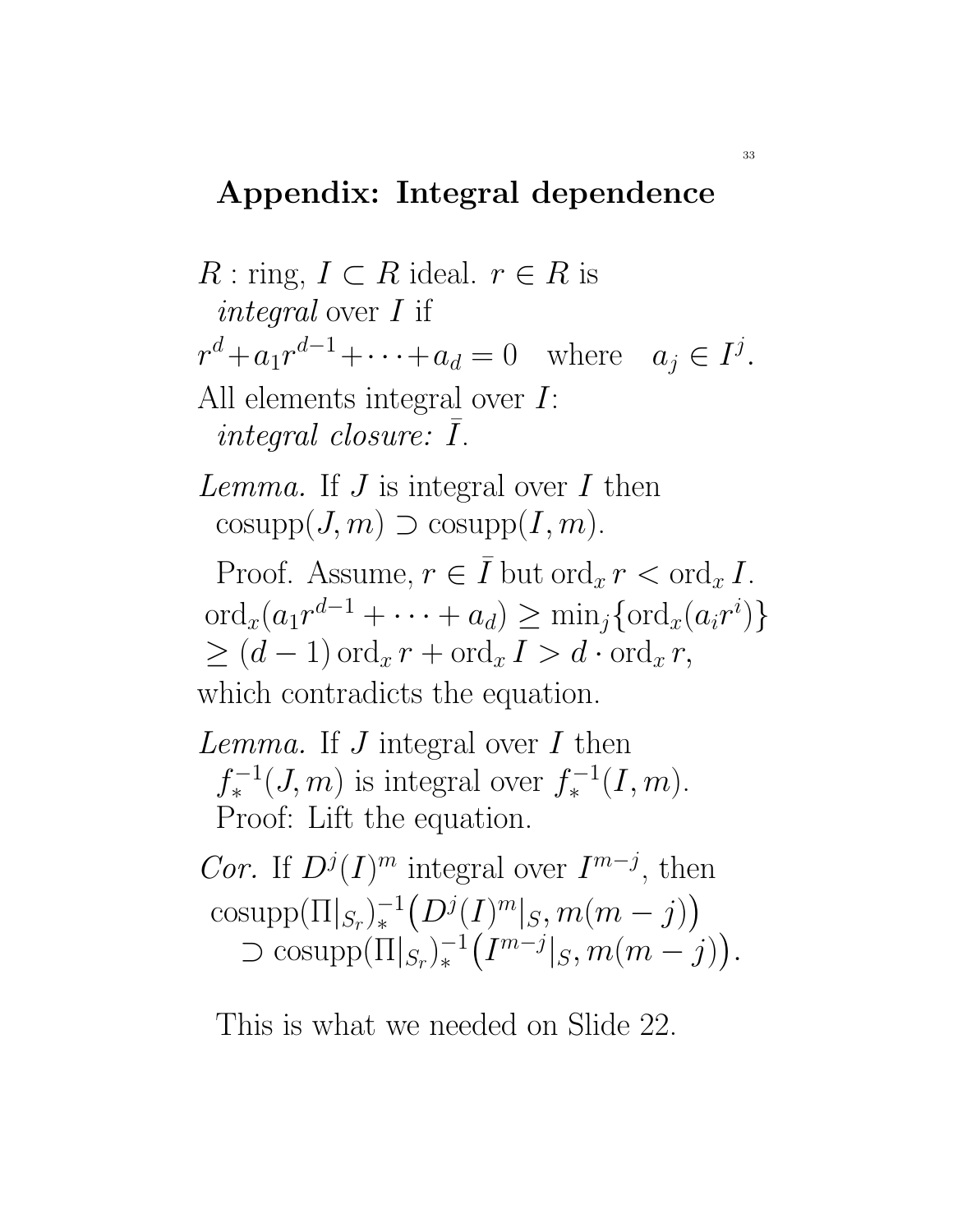## Appendix: Integral dependence

$R$ : ring, $I \subset R$ ideal. $r \in R$ is *integral* over $I$ if

$$r^d + a_1 r^{d-1} + \cdots + a_d = 0 \quad \text{where} \quad a_j \in I^j.$$

All elements integral over $I$: *integral closure:* $\bar{I}$.

*Lemma.* If $J$ is integral over $I$ then $\operatorname{cosupp}(J, m) \supset \operatorname{cosupp}(I, m)$.

Proof. Assume, $r \in \bar{I}$ but $\operatorname{ord}_x r < \operatorname{ord}_x I$.

$$\operatorname{ord}_x(a_1 r^{d-1} + \cdots + a_d) \geq \min_j \{\operatorname{ord}_x(a_i r^i)\}$$
$$\geq (d-1)\operatorname{ord}_x r + \operatorname{ord}_x I > d \cdot \operatorname{ord}_x r,$$

which contradicts the equation.

*Lemma.* If $J$ integral over $I$ then $f_*^{-1}(J, m)$ is integral over $f_*^{-1}(I, m)$.

Proof: Lift the equation.

*Cor.* If $D^j(I)^m$ integral over $I^{m-j}$, then

$$\operatorname{cosupp}(\Pi|_{S_r})_*^{-1}\big(D^j(I)^m|_S, m(m-j)\big)$$
$$\supset \operatorname{cosupp}(\Pi|_{S_r})_*^{-1}\big(I^{m-j}|_S, m(m-j)\big).$$

This is what we needed on Slide 22.